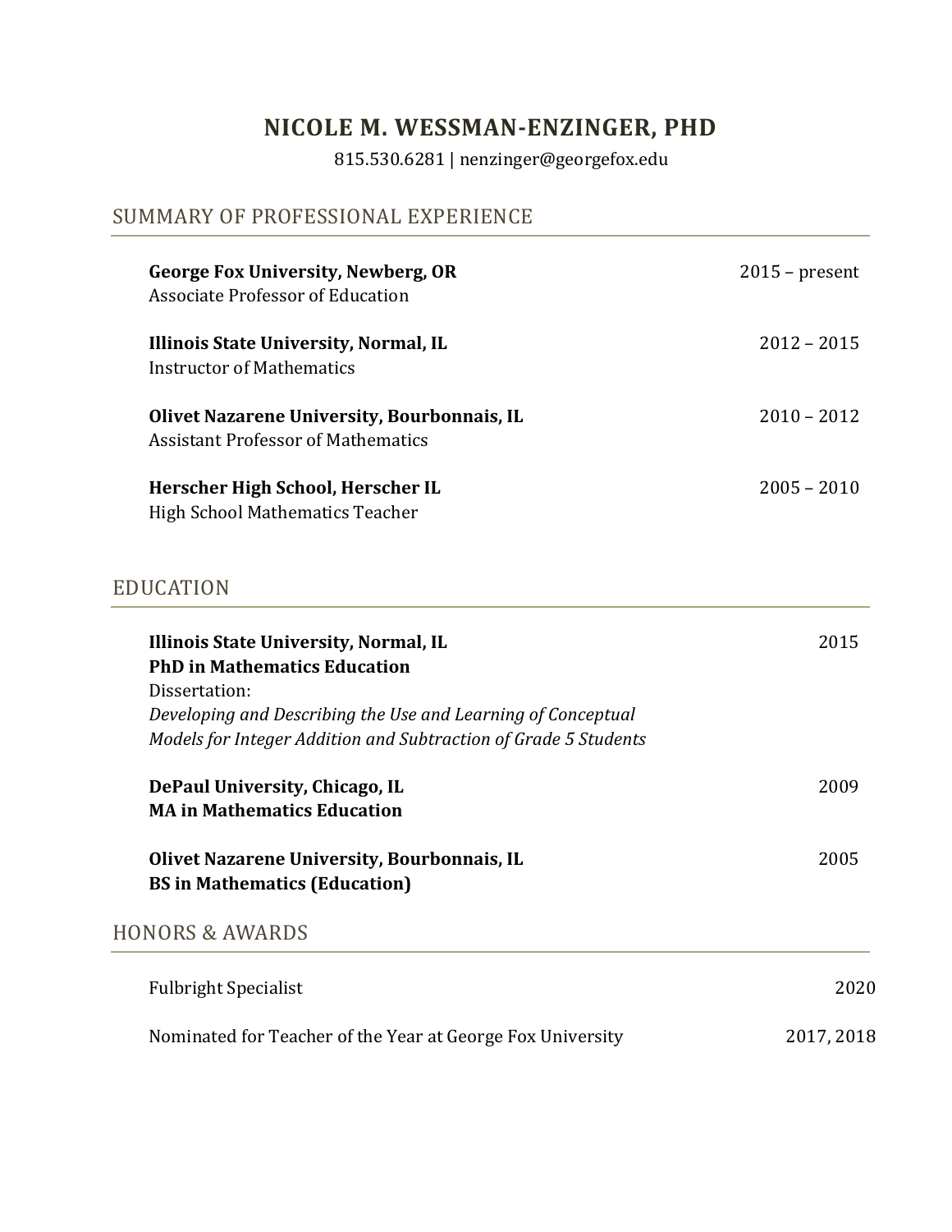# NICOLE M. WESSMAN-ENZINGER, PHD

815.530.6281 | nenzinger@georgefox.edu

## SUMMARY OF PROFESSIONAL EXPERIENCE

**George Fox University, Newberg, OR** — 2015 – present
Associate Professor of Education

**Illinois State University, Normal, IL** — 2012 – 2015
Instructor of Mathematics

**Olivet Nazarene University, Bourbonnais, IL** — 2010 – 2012
Assistant Professor of Mathematics

**Herscher High School, Herscher IL** — 2005 – 2010
High School Mathematics Teacher

## EDUCATION

**Illinois State University, Normal, IL** — 2015
**PhD in Mathematics Education**
Dissertation:
*Developing and Describing the Use and Learning of Conceptual Models for Integer Addition and Subtraction of Grade 5 Students*

**DePaul University, Chicago, IL** — 2009
**MA in Mathematics Education**

**Olivet Nazarene University, Bourbonnais, IL** — 2005
**BS in Mathematics (Education)**

## HONORS & AWARDS

Fulbright Specialist — 2020

Nominated for Teacher of the Year at George Fox University — 2017, 2018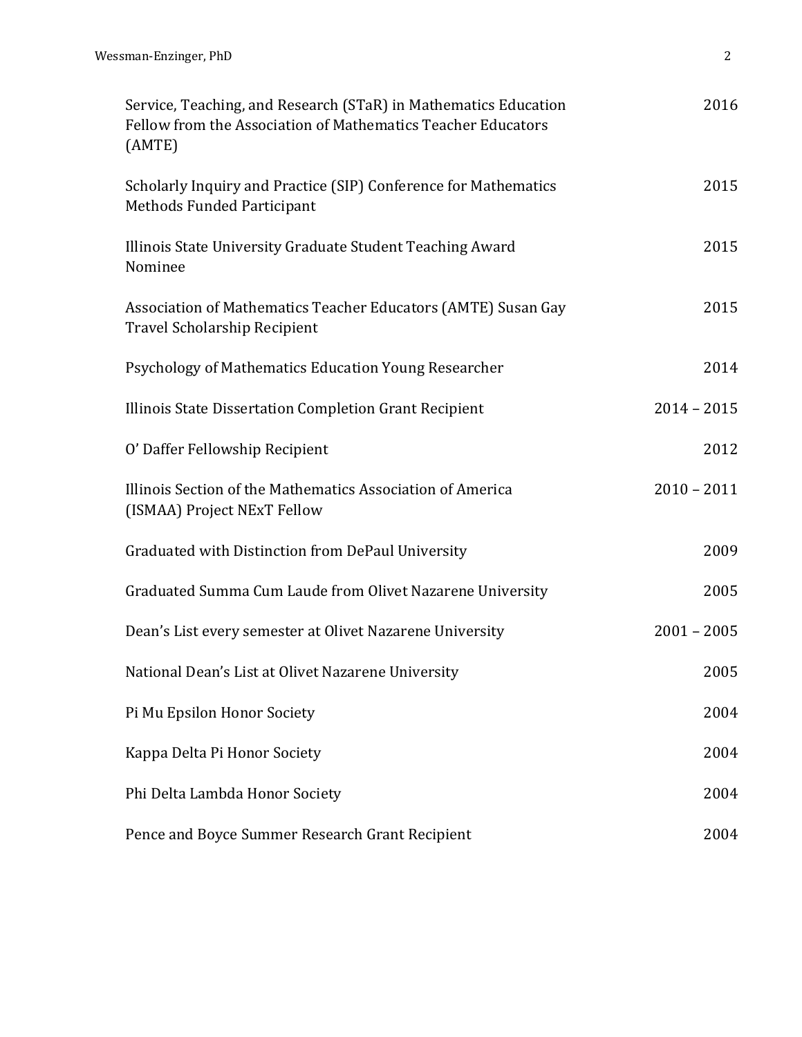| | |
|---|---|
| Service, Teaching, and Research (STaR) in Mathematics Education Fellow from the Association of Mathematics Teacher Educators (AMTE) | 2016 |
| Scholarly Inquiry and Practice (SIP) Conference for Mathematics Methods Funded Participant | 2015 |
| Illinois State University Graduate Student Teaching Award Nominee | 2015 |
| Association of Mathematics Teacher Educators (AMTE) Susan Gay Travel Scholarship Recipient | 2015 |
| Psychology of Mathematics Education Young Researcher | 2014 |
| Illinois State Dissertation Completion Grant Recipient | 2014 – 2015 |
| O' Daffer Fellowship Recipient | 2012 |
| Illinois Section of the Mathematics Association of America (ISMAA) Project NExT Fellow | 2010 – 2011 |
| Graduated with Distinction from DePaul University | 2009 |
| Graduated Summa Cum Laude from Olivet Nazarene University | 2005 |
| Dean's List every semester at Olivet Nazarene University | 2001 – 2005 |
| National Dean's List at Olivet Nazarene University | 2005 |
| Pi Mu Epsilon Honor Society | 2004 |
| Kappa Delta Pi Honor Society | 2004 |
| Phi Delta Lambda Honor Society | 2004 |
| Pence and Boyce Summer Research Grant Recipient | 2004 |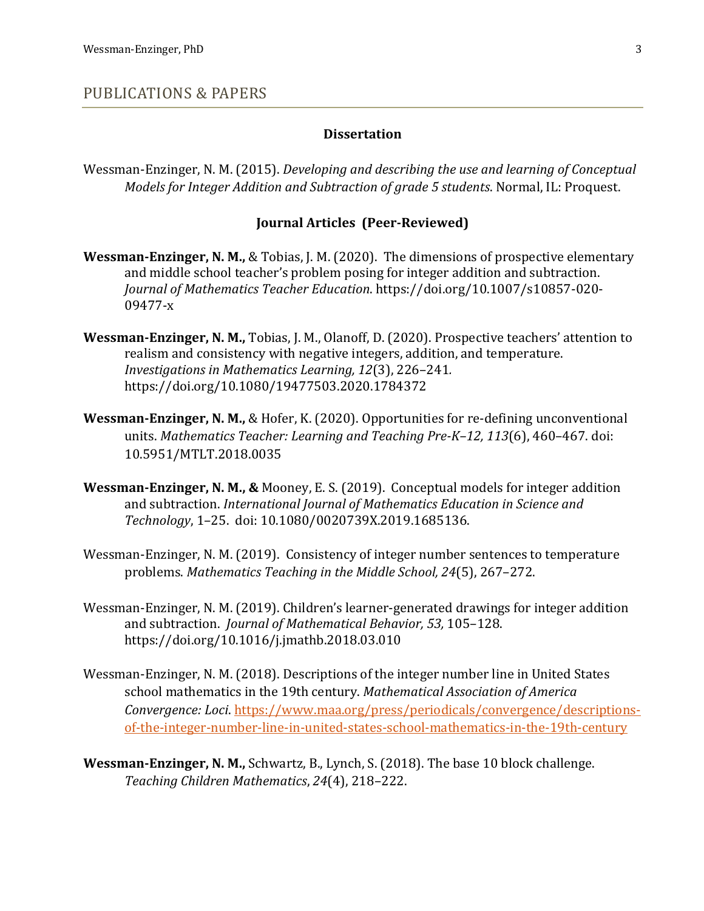## PUBLICATIONS & PAPERS

### Dissertation

Wessman-Enzinger, N. M. (2015). *Developing and describing the use and learning of Conceptual Models for Integer Addition and Subtraction of grade 5 students*. Normal, IL: Proquest.

### Journal Articles (Peer-Reviewed)

**Wessman-Enzinger, N. M.,** & Tobias, J. M. (2020). The dimensions of prospective elementary and middle school teacher's problem posing for integer addition and subtraction. *Journal of Mathematics Teacher Education*. https://doi.org/10.1007/s10857-020-09477-x

**Wessman-Enzinger, N. M.,** Tobias, J. M., Olanoff, D. (2020). Prospective teachers' attention to realism and consistency with negative integers, addition, and temperature. *Investigations in Mathematics Learning, 12*(3), 226–241. https://doi.org/10.1080/19477503.2020.1784372

**Wessman-Enzinger, N. M.,** & Hofer, K. (2020). Opportunities for re-defining unconventional units. *Mathematics Teacher: Learning and Teaching Pre-K–12, 113*(6), 460–467. doi: 10.5951/MTLT.2018.0035

**Wessman-Enzinger, N. M., &** Mooney, E. S. (2019). Conceptual models for integer addition and subtraction. *International Journal of Mathematics Education in Science and Technology*, 1–25. doi: 10.1080/0020739X.2019.1685136.

Wessman-Enzinger, N. M. (2019). Consistency of integer number sentences to temperature problems. *Mathematics Teaching in the Middle School, 24*(5), 267–272.

Wessman-Enzinger, N. M. (2019). Children's learner-generated drawings for integer addition and subtraction. *Journal of Mathematical Behavior, 53,* 105–128. https://doi.org/10.1016/j.jmathb.2018.03.010

Wessman-Enzinger, N. M. (2018). Descriptions of the integer number line in United States school mathematics in the 19th century. *Mathematical Association of America Convergence: Loci*. https://www.maa.org/press/periodicals/convergence/descriptions-of-the-integer-number-line-in-united-states-school-mathematics-in-the-19th-century

**Wessman-Enzinger, N. M.,** Schwartz, B., Lynch, S. (2018). The base 10 block challenge. *Teaching Children Mathematics*, *24*(4), 218–222.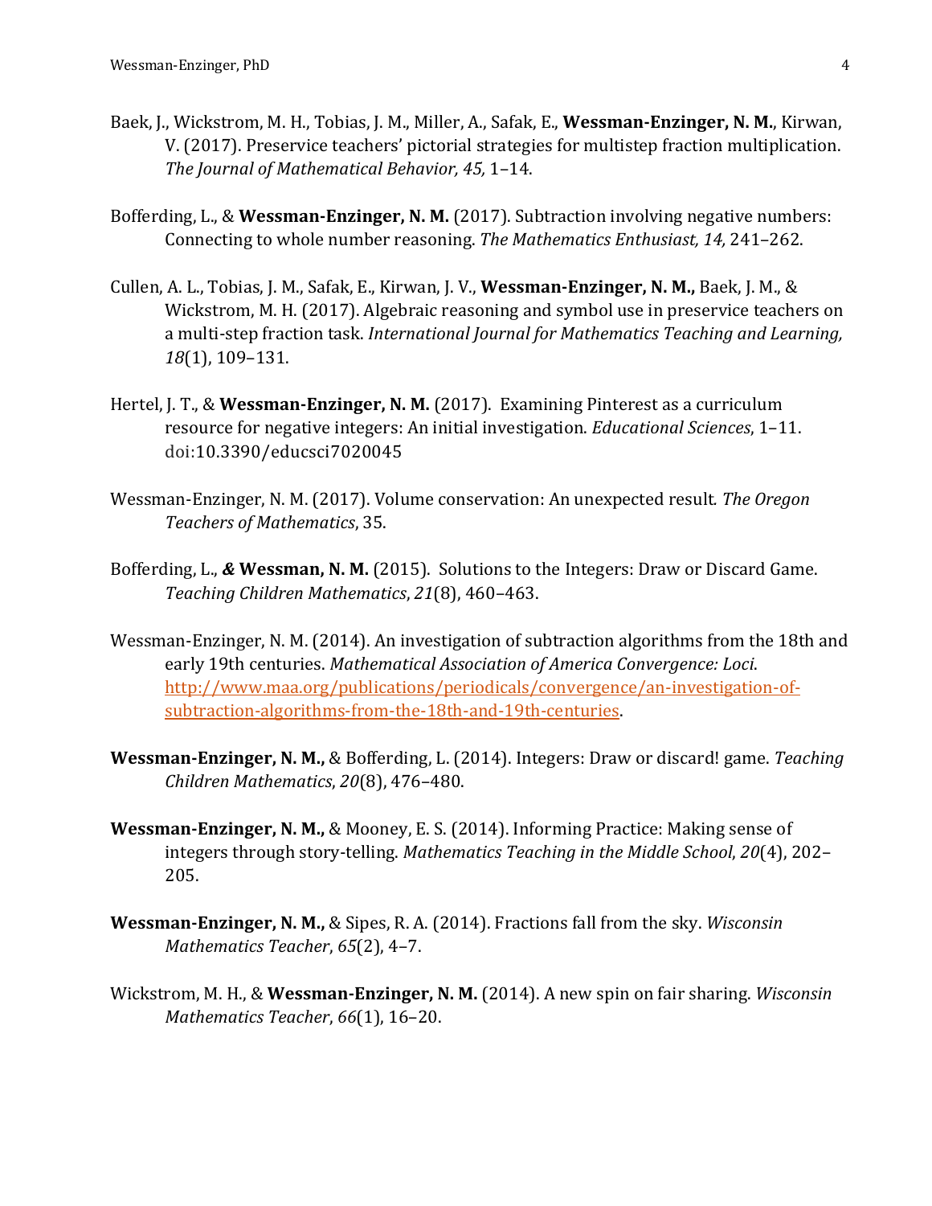Baek, J., Wickstrom, M. H., Tobias, J. M., Miller, A., Safak, E., **Wessman-Enzinger, N. M.**, Kirwan, V. (2017). Preservice teachers' pictorial strategies for multistep fraction multiplication. *The Journal of Mathematical Behavior, 45,* 1–14.

Bofferding, L., & **Wessman-Enzinger, N. M.** (2017). Subtraction involving negative numbers: Connecting to whole number reasoning. *The Mathematics Enthusiast, 14,* 241–262.

Cullen, A. L., Tobias, J. M., Safak, E., Kirwan, J. V., **Wessman-Enzinger, N. M.,** Baek, J. M., & Wickstrom, M. H. (2017). Algebraic reasoning and symbol use in preservice teachers on a multi-step fraction task. *International Journal for Mathematics Teaching and Learning, 18*(1), 109–131.

Hertel, J. T., & **Wessman-Enzinger, N. M.** (2017). Examining Pinterest as a curriculum resource for negative integers: An initial investigation. *Educational Sciences*, 1–11. doi:10.3390/educsci7020045

Wessman-Enzinger, N. M. (2017). Volume conservation: An unexpected result. *The Oregon Teachers of Mathematics*, 35.

Bofferding, L., *&* **Wessman, N. M.** (2015). Solutions to the Integers: Draw or Discard Game. *Teaching Children Mathematics*, *21*(8), 460–463.

Wessman-Enzinger, N. M. (2014). An investigation of subtraction algorithms from the 18th and early 19th centuries. *Mathematical Association of America Convergence: Loci*. [http://www.maa.org/publications/periodicals/convergence/an-investigation-of-subtraction-algorithms-from-the-18th-and-19th-centuries](http://www.maa.org/publications/periodicals/convergence/an-investigation-of-subtraction-algorithms-from-the-18th-and-19th-centuries).

**Wessman-Enzinger, N. M.,** & Bofferding, L. (2014). Integers: Draw or discard! game. *Teaching Children Mathematics*, *20*(8), 476–480.

**Wessman-Enzinger, N. M.,** & Mooney, E. S. (2014). Informing Practice: Making sense of integers through story-telling. *Mathematics Teaching in the Middle School*, *20*(4), 202–205.

**Wessman-Enzinger, N. M.,** & Sipes, R. A. (2014). Fractions fall from the sky. *Wisconsin Mathematics Teacher*, *65*(2), 4–7.

Wickstrom, M. H., & **Wessman-Enzinger, N. M.** (2014). A new spin on fair sharing. *Wisconsin Mathematics Teacher*, *66*(1), 16–20.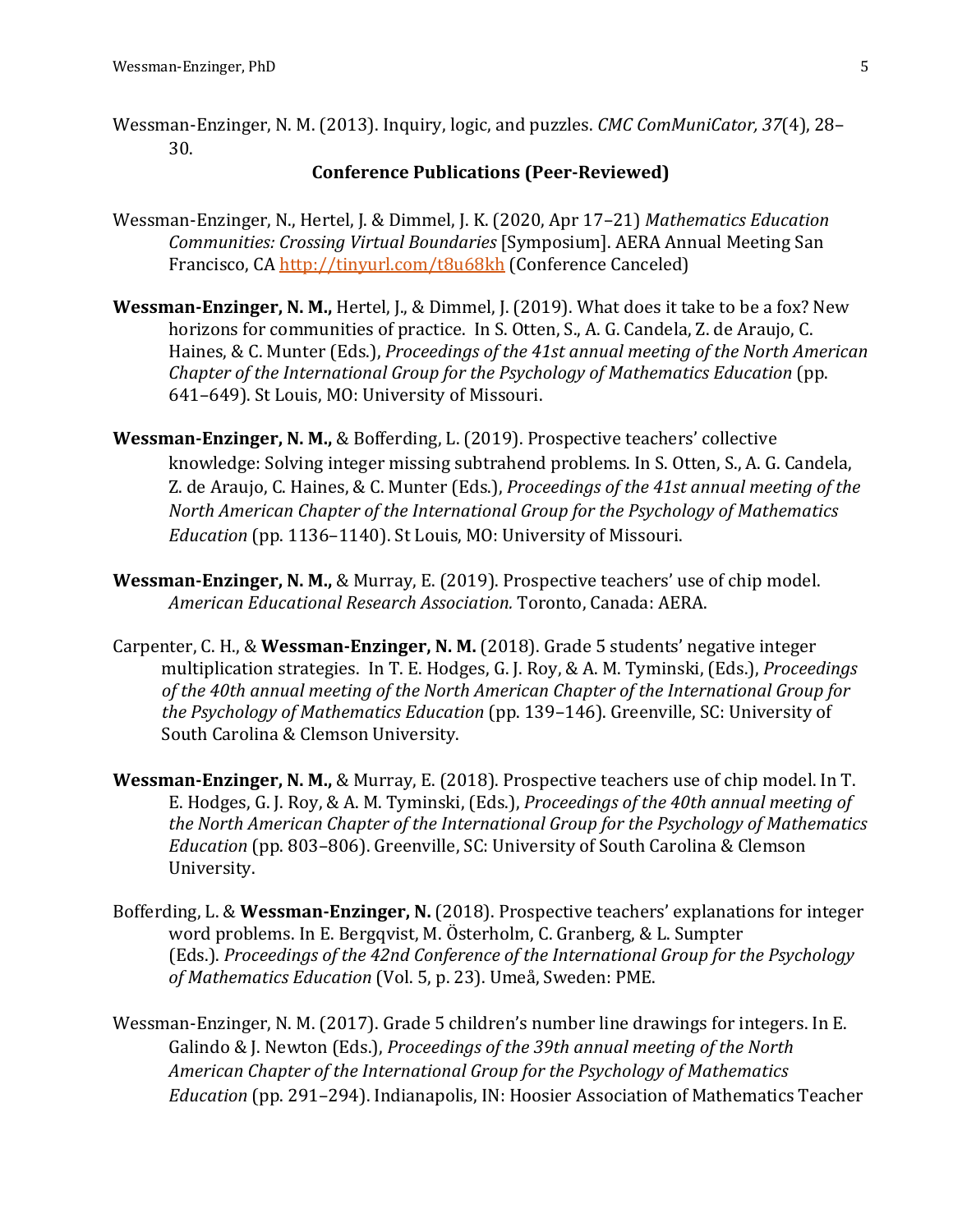Wessman-Enzinger, N. M. (2013). Inquiry, logic, and puzzles. *CMC ComMuniCator, 37*(4), 28–30.

## Conference Publications (Peer-Reviewed)

Wessman-Enzinger, N., Hertel, J. & Dimmel, J. K. (2020, Apr 17–21) *Mathematics Education Communities: Crossing Virtual Boundaries* [Symposium]. AERA Annual Meeting San Francisco, CA http://tinyurl.com/t8u68kh (Conference Canceled)

**Wessman-Enzinger, N. M.,** Hertel, J., & Dimmel, J. (2019). What does it take to be a fox? New horizons for communities of practice. In S. Otten, S., A. G. Candela, Z. de Araujo, C. Haines, & C. Munter (Eds.), *Proceedings of the 41st annual meeting of the North American Chapter of the International Group for the Psychology of Mathematics Education* (pp. 641–649). St Louis, MO: University of Missouri.

**Wessman-Enzinger, N. M.,** & Bofferding, L. (2019). Prospective teachers' collective knowledge: Solving integer missing subtrahend problems. In S. Otten, S., A. G. Candela, Z. de Araujo, C. Haines, & C. Munter (Eds.), *Proceedings of the 41st annual meeting of the North American Chapter of the International Group for the Psychology of Mathematics Education* (pp. 1136–1140). St Louis, MO: University of Missouri.

**Wessman-Enzinger, N. M.,** & Murray, E. (2019). Prospective teachers' use of chip model. *American Educational Research Association.* Toronto, Canada: AERA.

Carpenter, C. H., & **Wessman-Enzinger, N. M.** (2018). Grade 5 students' negative integer multiplication strategies. In T. E. Hodges, G. J. Roy, & A. M. Tyminski, (Eds.), *Proceedings of the 40th annual meeting of the North American Chapter of the International Group for the Psychology of Mathematics Education* (pp. 139–146). Greenville, SC: University of South Carolina & Clemson University.

**Wessman-Enzinger, N. M.,** & Murray, E. (2018). Prospective teachers use of chip model. In T. E. Hodges, G. J. Roy, & A. M. Tyminski, (Eds.), *Proceedings of the 40th annual meeting of the North American Chapter of the International Group for the Psychology of Mathematics Education* (pp. 803–806). Greenville, SC: University of South Carolina & Clemson University.

Bofferding, L. & **Wessman-Enzinger, N.** (2018). Prospective teachers' explanations for integer word problems. In E. Bergqvist, M. Österholm, C. Granberg, & L. Sumpter (Eds.). *Proceedings of the 42nd Conference of the International Group for the Psychology of Mathematics Education* (Vol. 5, p. 23). Umeå, Sweden: PME.

Wessman-Enzinger, N. M. (2017). Grade 5 children's number line drawings for integers. In E. Galindo & J. Newton (Eds.), *Proceedings of the 39th annual meeting of the North American Chapter of the International Group for the Psychology of Mathematics Education* (pp. 291–294). Indianapolis, IN: Hoosier Association of Mathematics Teacher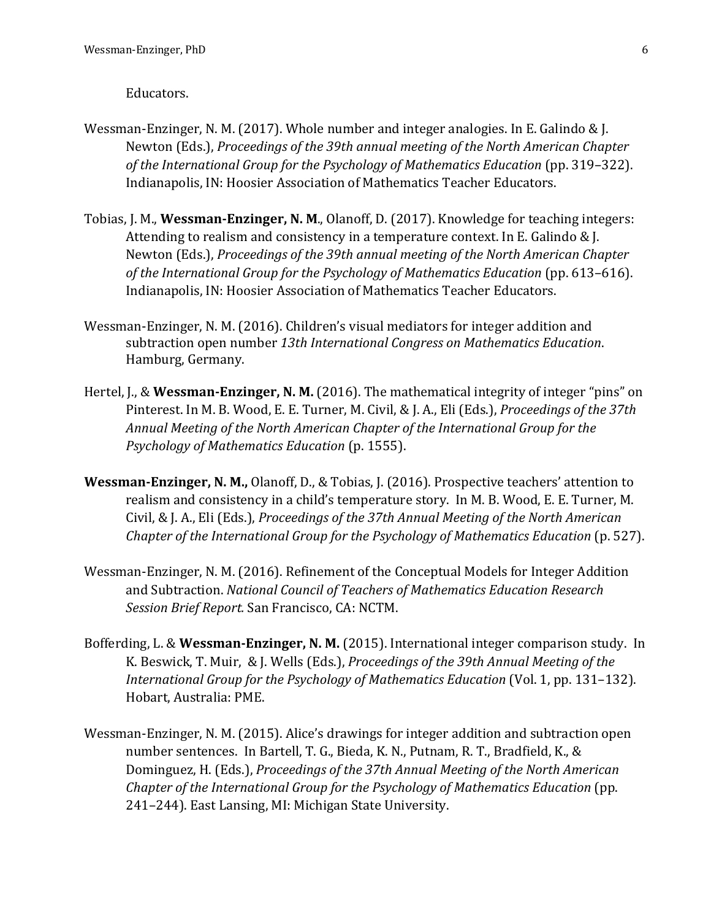Educators.

Wessman-Enzinger, N. M. (2017). Whole number and integer analogies. In E. Galindo & J. Newton (Eds.), *Proceedings of the 39th annual meeting of the North American Chapter of the International Group for the Psychology of Mathematics Education* (pp. 319–322). Indianapolis, IN: Hoosier Association of Mathematics Teacher Educators.

Tobias, J. M., **Wessman-Enzinger, N. M.**, Olanoff, D. (2017). Knowledge for teaching integers: Attending to realism and consistency in a temperature context. In E. Galindo & J. Newton (Eds.), *Proceedings of the 39th annual meeting of the North American Chapter of the International Group for the Psychology of Mathematics Education* (pp. 613–616). Indianapolis, IN: Hoosier Association of Mathematics Teacher Educators.

Wessman-Enzinger, N. M. (2016). Children's visual mediators for integer addition and subtraction open number *13th International Congress on Mathematics Education*. Hamburg, Germany.

Hertel, J., & **Wessman-Enzinger, N. M.** (2016). The mathematical integrity of integer "pins" on Pinterest. In M. B. Wood, E. E. Turner, M. Civil, & J. A., Eli (Eds.), *Proceedings of the 37th Annual Meeting of the North American Chapter of the International Group for the Psychology of Mathematics Education* (p. 1555).

**Wessman-Enzinger, N. M.,** Olanoff, D., & Tobias, J. (2016). Prospective teachers' attention to realism and consistency in a child's temperature story. In M. B. Wood, E. E. Turner, M. Civil, & J. A., Eli (Eds.), *Proceedings of the 37th Annual Meeting of the North American Chapter of the International Group for the Psychology of Mathematics Education* (p. 527).

Wessman-Enzinger, N. M. (2016). Refinement of the Conceptual Models for Integer Addition and Subtraction. *National Council of Teachers of Mathematics Education Research Session Brief Report.* San Francisco, CA: NCTM.

Bofferding, L. & **Wessman-Enzinger, N. M.** (2015). International integer comparison study. In K. Beswick, T. Muir, & J. Wells (Eds.), *Proceedings of the 39th Annual Meeting of the International Group for the Psychology of Mathematics Education* (Vol. 1, pp. 131–132). Hobart, Australia: PME.

Wessman-Enzinger, N. M. (2015). Alice's drawings for integer addition and subtraction open number sentences. In Bartell, T. G., Bieda, K. N., Putnam, R. T., Bradfield, K., & Dominguez, H. (Eds.), *Proceedings of the 37th Annual Meeting of the North American Chapter of the International Group for the Psychology of Mathematics Education* (pp. 241–244). East Lansing, MI: Michigan State University.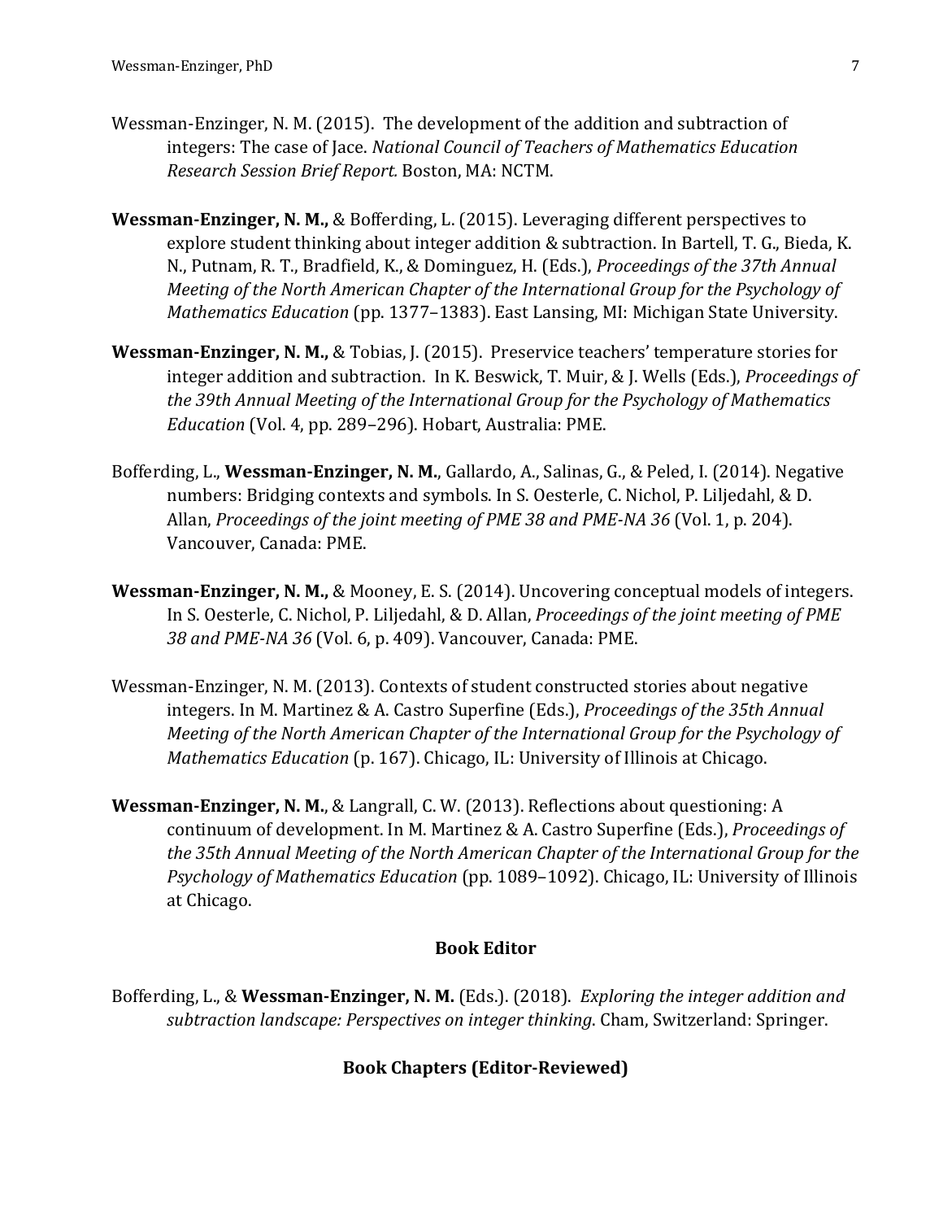Wessman-Enzinger, N. M. (2015). The development of the addition and subtraction of integers: The case of Jace. *National Council of Teachers of Mathematics Education Research Session Brief Report.* Boston, MA: NCTM.

**Wessman-Enzinger, N. M.,** & Bofferding, L. (2015). Leveraging different perspectives to explore student thinking about integer addition & subtraction. In Bartell, T. G., Bieda, K. N., Putnam, R. T., Bradfield, K., & Dominguez, H. (Eds.), *Proceedings of the 37th Annual Meeting of the North American Chapter of the International Group for the Psychology of Mathematics Education* (pp. 1377–1383). East Lansing, MI: Michigan State University.

**Wessman-Enzinger, N. M.,** & Tobias, J. (2015). Preservice teachers' temperature stories for integer addition and subtraction. In K. Beswick, T. Muir, & J. Wells (Eds.), *Proceedings of the 39th Annual Meeting of the International Group for the Psychology of Mathematics Education* (Vol. 4, pp. 289–296). Hobart, Australia: PME.

Bofferding, L., **Wessman-Enzinger, N. M.**, Gallardo, A., Salinas, G., & Peled, I. (2014). Negative numbers: Bridging contexts and symbols. In S. Oesterle, C. Nichol, P. Liljedahl, & D. Allan, *Proceedings of the joint meeting of PME 38 and PME-NA 36* (Vol. 1, p. 204). Vancouver, Canada: PME.

**Wessman-Enzinger, N. M.,** & Mooney, E. S. (2014). Uncovering conceptual models of integers. In S. Oesterle, C. Nichol, P. Liljedahl, & D. Allan, *Proceedings of the joint meeting of PME 38 and PME-NA 36* (Vol. 6, p. 409). Vancouver, Canada: PME.

Wessman-Enzinger, N. M. (2013). Contexts of student constructed stories about negative integers. In M. Martinez & A. Castro Superfine (Eds.), *Proceedings of the 35th Annual Meeting of the North American Chapter of the International Group for the Psychology of Mathematics Education* (p. 167). Chicago, IL: University of Illinois at Chicago.

**Wessman-Enzinger, N. M.**, & Langrall, C. W. (2013). Reflections about questioning: A continuum of development. In M. Martinez & A. Castro Superfine (Eds.), *Proceedings of the 35th Annual Meeting of the North American Chapter of the International Group for the Psychology of Mathematics Education* (pp. 1089–1092). Chicago, IL: University of Illinois at Chicago.

## Book Editor

Bofferding, L., & **Wessman-Enzinger, N. M.** (Eds.). (2018). *Exploring the integer addition and subtraction landscape: Perspectives on integer thinking*. Cham, Switzerland: Springer.

## Book Chapters (Editor-Reviewed)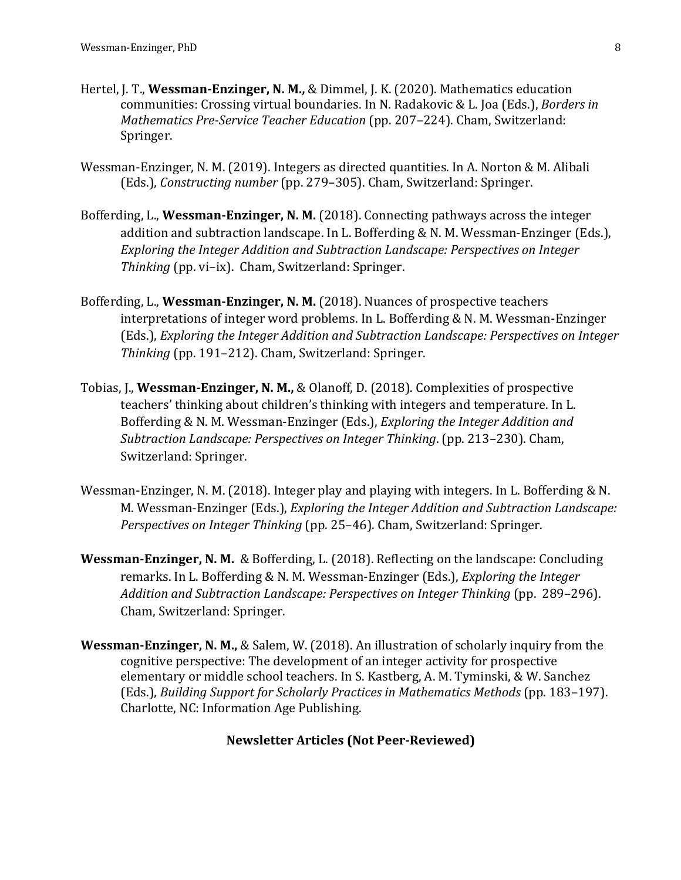Hertel, J. T., **Wessman-Enzinger, N. M.,** & Dimmel, J. K. (2020). Mathematics education communities: Crossing virtual boundaries. In N. Radakovic & L. Joa (Eds.), *Borders in Mathematics Pre-Service Teacher Education* (pp. 207–224). Cham, Switzerland: Springer.

Wessman-Enzinger, N. M. (2019). Integers as directed quantities. In A. Norton & M. Alibali (Eds.), *Constructing number* (pp. 279–305). Cham, Switzerland: Springer.

Bofferding, L., **Wessman-Enzinger, N. M.** (2018). Connecting pathways across the integer addition and subtraction landscape. In L. Bofferding & N. M. Wessman-Enzinger (Eds.), *Exploring the Integer Addition and Subtraction Landscape: Perspectives on Integer Thinking* (pp. vi–ix). Cham, Switzerland: Springer.

Bofferding, L., **Wessman-Enzinger, N. M.** (2018). Nuances of prospective teachers interpretations of integer word problems. In L. Bofferding & N. M. Wessman-Enzinger (Eds.), *Exploring the Integer Addition and Subtraction Landscape: Perspectives on Integer Thinking* (pp. 191–212). Cham, Switzerland: Springer.

Tobias, J., **Wessman-Enzinger, N. M.,** & Olanoff, D. (2018). Complexities of prospective teachers' thinking about children's thinking with integers and temperature. In L. Bofferding & N. M. Wessman-Enzinger (Eds.), *Exploring the Integer Addition and Subtraction Landscape: Perspectives on Integer Thinking*. (pp. 213–230). Cham, Switzerland: Springer.

Wessman-Enzinger, N. M. (2018). Integer play and playing with integers. In L. Bofferding & N. M. Wessman-Enzinger (Eds.), *Exploring the Integer Addition and Subtraction Landscape: Perspectives on Integer Thinking* (pp. 25–46). Cham, Switzerland: Springer.

**Wessman-Enzinger, N. M.** & Bofferding, L. (2018). Reflecting on the landscape: Concluding remarks. In L. Bofferding & N. M. Wessman-Enzinger (Eds.), *Exploring the Integer Addition and Subtraction Landscape: Perspectives on Integer Thinking* (pp. 289–296). Cham, Switzerland: Springer.

**Wessman-Enzinger, N. M.,** & Salem, W. (2018). An illustration of scholarly inquiry from the cognitive perspective: The development of an integer activity for prospective elementary or middle school teachers. In S. Kastberg, A. M. Tyminski, & W. Sanchez (Eds.), *Building Support for Scholarly Practices in Mathematics Methods* (pp. 183–197). Charlotte, NC: Information Age Publishing.

## Newsletter Articles (Not Peer-Reviewed)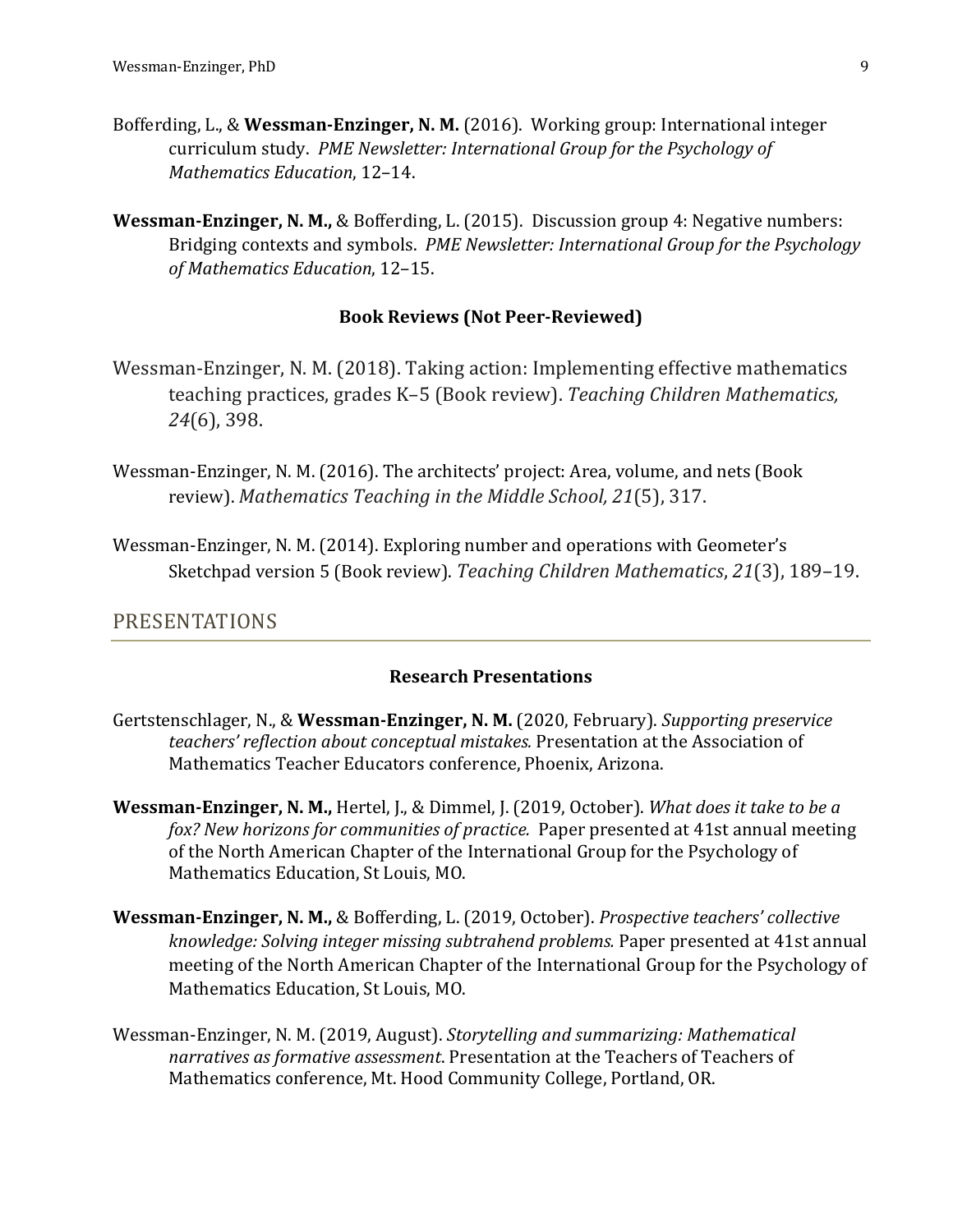Bofferding, L., & **Wessman-Enzinger, N. M.** (2016). Working group: International integer curriculum study. *PME Newsletter: International Group for the Psychology of Mathematics Education*, 12–14.

**Wessman-Enzinger, N. M.**, & Bofferding, L. (2015). Discussion group 4: Negative numbers: Bridging contexts and symbols. *PME Newsletter: International Group for the Psychology of Mathematics Education*, 12–15.

### Book Reviews (Not Peer-Reviewed)

Wessman-Enzinger, N. M. (2018). Taking action: Implementing effective mathematics teaching practices, grades K–5 (Book review). *Teaching Children Mathematics, 24*(6), 398.

Wessman-Enzinger, N. M. (2016). The architects' project: Area, volume, and nets (Book review). *Mathematics Teaching in the Middle School, 21*(5), 317.

Wessman-Enzinger, N. M. (2014). Exploring number and operations with Geometer's Sketchpad version 5 (Book review). *Teaching Children Mathematics*, *21*(3), 189–19.

## PRESENTATIONS

### Research Presentations

Gertstenschlager, N., & **Wessman-Enzinger, N. M.** (2020, February). *Supporting preservice teachers' reflection about conceptual mistakes.* Presentation at the Association of Mathematics Teacher Educators conference, Phoenix, Arizona.

**Wessman-Enzinger, N. M.**, Hertel, J., & Dimmel, J. (2019, October). *What does it take to be a fox? New horizons for communities of practice.* Paper presented at 41st annual meeting of the North American Chapter of the International Group for the Psychology of Mathematics Education, St Louis, MO.

**Wessman-Enzinger, N. M.**, & Bofferding, L. (2019, October). *Prospective teachers' collective knowledge: Solving integer missing subtrahend problems.* Paper presented at 41st annual meeting of the North American Chapter of the International Group for the Psychology of Mathematics Education, St Louis, MO.

Wessman-Enzinger, N. M. (2019, August). *Storytelling and summarizing: Mathematical narratives as formative assessment*. Presentation at the Teachers of Teachers of Mathematics conference, Mt. Hood Community College, Portland, OR.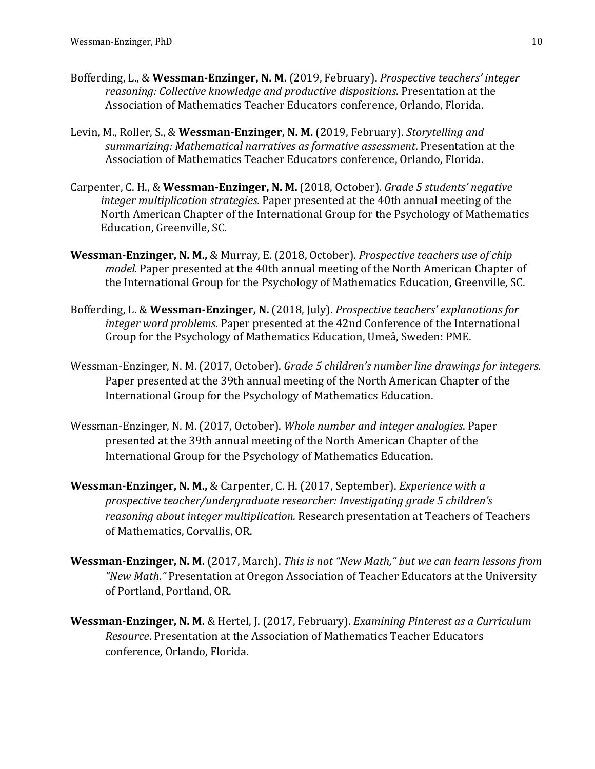Bofferding, L., & **Wessman-Enzinger, N. M.** (2019, February). *Prospective teachers' integer reasoning: Collective knowledge and productive dispositions*. Presentation at the Association of Mathematics Teacher Educators conference, Orlando, Florida.

Levin, M., Roller, S., & **Wessman-Enzinger, N. M.** (2019, February). *Storytelling and summarizing: Mathematical narratives as formative assessment*. Presentation at the Association of Mathematics Teacher Educators conference, Orlando, Florida.

Carpenter, C. H., & **Wessman-Enzinger, N. M.** (2018, October). *Grade 5 students' negative integer multiplication strategies.* Paper presented at the 40th annual meeting of the North American Chapter of the International Group for the Psychology of Mathematics Education, Greenville, SC.

**Wessman-Enzinger, N. M.,** & Murray, E. (2018, October). *Prospective teachers use of chip model.* Paper presented at the 40th annual meeting of the North American Chapter of the International Group for the Psychology of Mathematics Education, Greenville, SC.

Bofferding, L. & **Wessman-Enzinger, N.** (2018, July). *Prospective teachers' explanations for integer word problems.* Paper presented at the 42nd Conference of the International Group for the Psychology of Mathematics Education, Umeå, Sweden: PME.

Wessman-Enzinger, N. M. (2017, October). *Grade 5 children's number line drawings for integers.* Paper presented at the 39th annual meeting of the North American Chapter of the International Group for the Psychology of Mathematics Education.

Wessman-Enzinger, N. M. (2017, October). *Whole number and integer analogies*. Paper presented at the 39th annual meeting of the North American Chapter of the International Group for the Psychology of Mathematics Education.

**Wessman-Enzinger, N. M.,** & Carpenter, C. H. (2017, September). *Experience with a prospective teacher/undergraduate researcher: Investigating grade 5 children's reasoning about integer multiplication.* Research presentation at Teachers of Teachers of Mathematics, Corvallis, OR.

**Wessman-Enzinger, N. M.** (2017, March). *This is not "New Math," but we can learn lessons from "New Math."* Presentation at Oregon Association of Teacher Educators at the University of Portland, Portland, OR.

**Wessman-Enzinger, N. M.** & Hertel, J. (2017, February). *Examining Pinterest as a Curriculum Resource*. Presentation at the Association of Mathematics Teacher Educators conference, Orlando, Florida.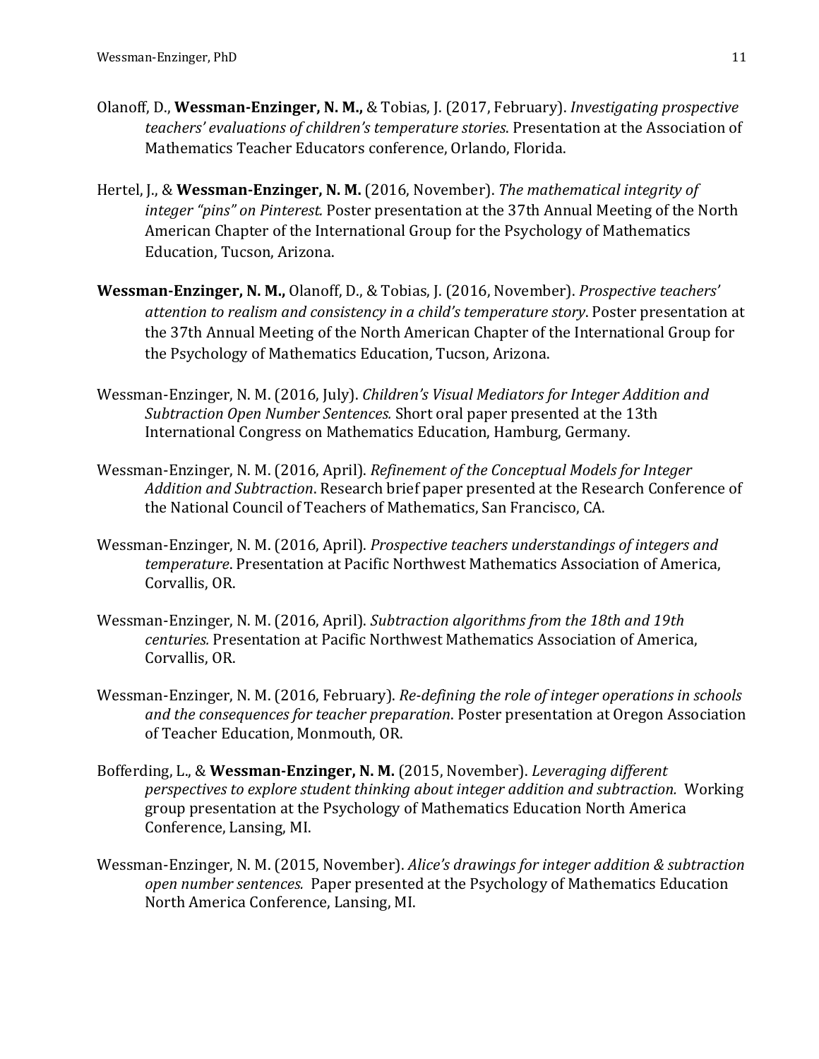Olanoff, D., **Wessman-Enzinger, N. M.,** & Tobias, J. (2017, February). *Investigating prospective teachers' evaluations of children's temperature stories*. Presentation at the Association of Mathematics Teacher Educators conference, Orlando, Florida.

Hertel, J., & **Wessman-Enzinger, N. M.** (2016, November). *The mathematical integrity of integer "pins" on Pinterest.* Poster presentation at the 37th Annual Meeting of the North American Chapter of the International Group for the Psychology of Mathematics Education, Tucson, Arizona.

**Wessman-Enzinger, N. M.,** Olanoff, D., & Tobias, J. (2016, November). *Prospective teachers' attention to realism and consistency in a child's temperature story*. Poster presentation at the 37th Annual Meeting of the North American Chapter of the International Group for the Psychology of Mathematics Education, Tucson, Arizona.

Wessman-Enzinger, N. M. (2016, July). *Children's Visual Mediators for Integer Addition and Subtraction Open Number Sentences.* Short oral paper presented at the 13th International Congress on Mathematics Education, Hamburg, Germany.

Wessman-Enzinger, N. M. (2016, April). *Refinement of the Conceptual Models for Integer Addition and Subtraction*. Research brief paper presented at the Research Conference of the National Council of Teachers of Mathematics, San Francisco, CA.

Wessman-Enzinger, N. M. (2016, April). *Prospective teachers understandings of integers and temperature*. Presentation at Pacific Northwest Mathematics Association of America, Corvallis, OR.

Wessman-Enzinger, N. M. (2016, April). *Subtraction algorithms from the 18th and 19th centuries.* Presentation at Pacific Northwest Mathematics Association of America, Corvallis, OR.

Wessman-Enzinger, N. M. (2016, February). *Re-defining the role of integer operations in schools and the consequences for teacher preparation*. Poster presentation at Oregon Association of Teacher Education, Monmouth, OR.

Bofferding, L., & **Wessman-Enzinger, N. M.** (2015, November). *Leveraging different perspectives to explore student thinking about integer addition and subtraction.* Working group presentation at the Psychology of Mathematics Education North America Conference, Lansing, MI.

Wessman-Enzinger, N. M. (2015, November). *Alice's drawings for integer addition & subtraction open number sentences.* Paper presented at the Psychology of Mathematics Education North America Conference, Lansing, MI.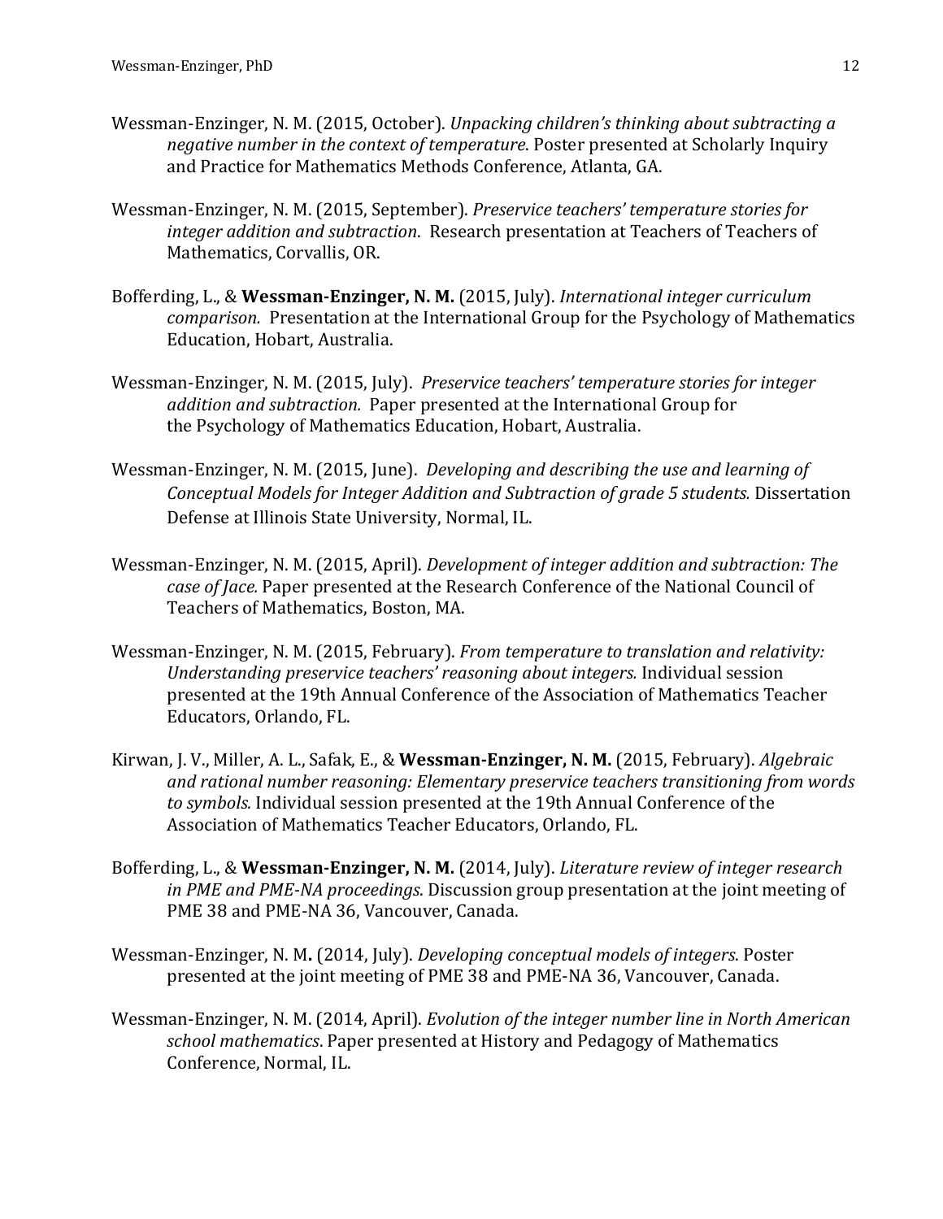Wessman-Enzinger, N. M. (2015, October). *Unpacking children's thinking about subtracting a negative number in the context of temperature*. Poster presented at Scholarly Inquiry and Practice for Mathematics Methods Conference, Atlanta, GA.

Wessman-Enzinger, N. M. (2015, September). *Preservice teachers' temperature stories for integer addition and subtraction*. Research presentation at Teachers of Teachers of Mathematics, Corvallis, OR.

Bofferding, L., & **Wessman-Enzinger, N. M.** (2015, July). *International integer curriculum comparison.* Presentation at the International Group for the Psychology of Mathematics Education, Hobart, Australia.

Wessman-Enzinger, N. M. (2015, July). *Preservice teachers' temperature stories for integer addition and subtraction.* Paper presented at the International Group for the Psychology of Mathematics Education, Hobart, Australia.

Wessman-Enzinger, N. M. (2015, June). *Developing and describing the use and learning of Conceptual Models for Integer Addition and Subtraction of grade 5 students.* Dissertation Defense at Illinois State University, Normal, IL.

Wessman-Enzinger, N. M. (2015, April). *Development of integer addition and subtraction: The case of Jace.* Paper presented at the Research Conference of the National Council of Teachers of Mathematics, Boston, MA.

Wessman-Enzinger, N. M. (2015, February). *From temperature to translation and relativity: Understanding preservice teachers' reasoning about integers.* Individual session presented at the 19th Annual Conference of the Association of Mathematics Teacher Educators, Orlando, FL.

Kirwan, J. V., Miller, A. L., Safak, E., & **Wessman-Enzinger, N. M.** (2015, February). *Algebraic and rational number reasoning: Elementary preservice teachers transitioning from words to symbols.* Individual session presented at the 19th Annual Conference of the Association of Mathematics Teacher Educators, Orlando, FL.

Bofferding, L., & **Wessman-Enzinger, N. M.** (2014, July). *Literature review of integer research in PME and PME-NA proceedings*. Discussion group presentation at the joint meeting of PME 38 and PME-NA 36, Vancouver, Canada.

Wessman-Enzinger, N. M. (2014, July). *Developing conceptual models of integers*. Poster presented at the joint meeting of PME 38 and PME-NA 36, Vancouver, Canada.

Wessman-Enzinger, N. M. (2014, April). *Evolution of the integer number line in North American school mathematics*. Paper presented at History and Pedagogy of Mathematics Conference, Normal, IL.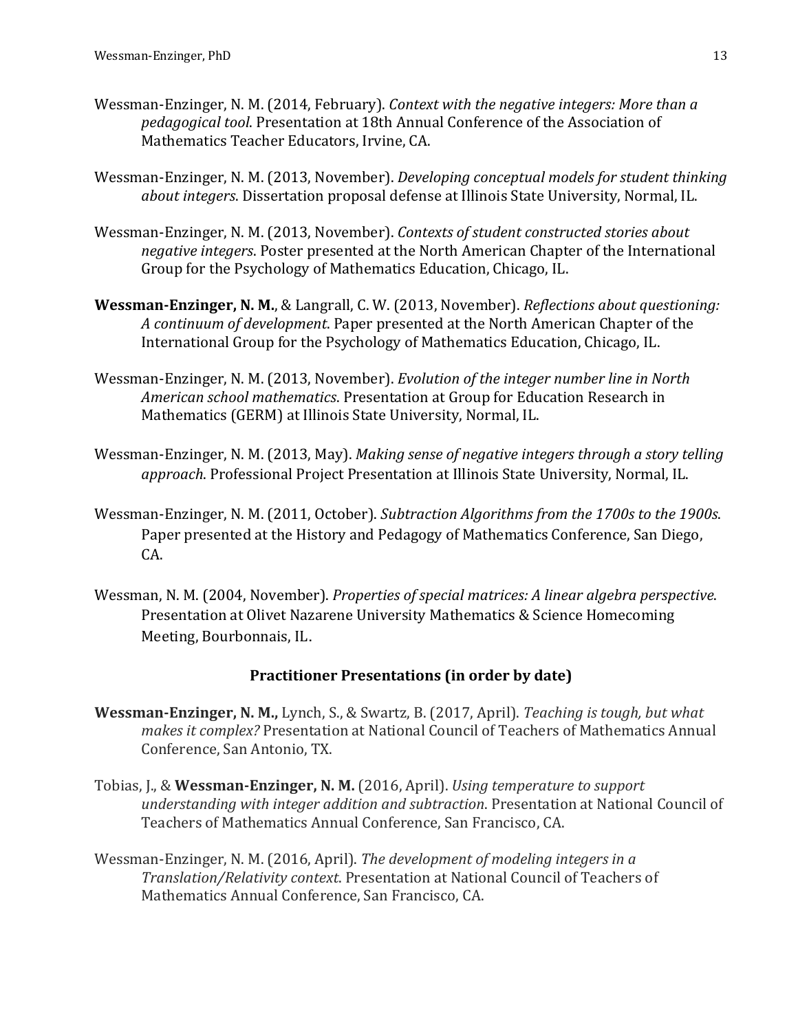Wessman-Enzinger, N. M. (2014, February). *Context with the negative integers: More than a pedagogical tool*. Presentation at 18th Annual Conference of the Association of Mathematics Teacher Educators, Irvine, CA.

Wessman-Enzinger, N. M. (2013, November). *Developing conceptual models for student thinking about integers*. Dissertation proposal defense at Illinois State University, Normal, IL.

Wessman-Enzinger, N. M. (2013, November). *Contexts of student constructed stories about negative integers*. Poster presented at the North American Chapter of the International Group for the Psychology of Mathematics Education, Chicago, IL.

**Wessman-Enzinger, N. M.**, & Langrall, C. W. (2013, November). *Reflections about questioning: A continuum of development*. Paper presented at the North American Chapter of the International Group for the Psychology of Mathematics Education, Chicago, IL.

Wessman-Enzinger, N. M. (2013, November). *Evolution of the integer number line in North American school mathematics*. Presentation at Group for Education Research in Mathematics (GERM) at Illinois State University, Normal, IL.

Wessman-Enzinger, N. M. (2013, May). *Making sense of negative integers through a story telling approach*. Professional Project Presentation at Illinois State University, Normal, IL.

Wessman-Enzinger, N. M. (2011, October). *Subtraction Algorithms from the 1700s to the 1900s*. Paper presented at the History and Pedagogy of Mathematics Conference, San Diego, CA.

Wessman, N. M. (2004, November). *Properties of special matrices: A linear algebra perspective*. Presentation at Olivet Nazarene University Mathematics & Science Homecoming Meeting, Bourbonnais, IL.

## Practitioner Presentations (in order by date)

**Wessman-Enzinger, N. M.,** Lynch, S., & Swartz, B. (2017, April). *Teaching is tough, but what makes it complex?* Presentation at National Council of Teachers of Mathematics Annual Conference, San Antonio, TX.

Tobias, J., & **Wessman-Enzinger, N. M.** (2016, April). *Using temperature to support understanding with integer addition and subtraction*. Presentation at National Council of Teachers of Mathematics Annual Conference, San Francisco, CA.

Wessman-Enzinger, N. M. (2016, April). *The development of modeling integers in a Translation/Relativity context*. Presentation at National Council of Teachers of Mathematics Annual Conference, San Francisco, CA.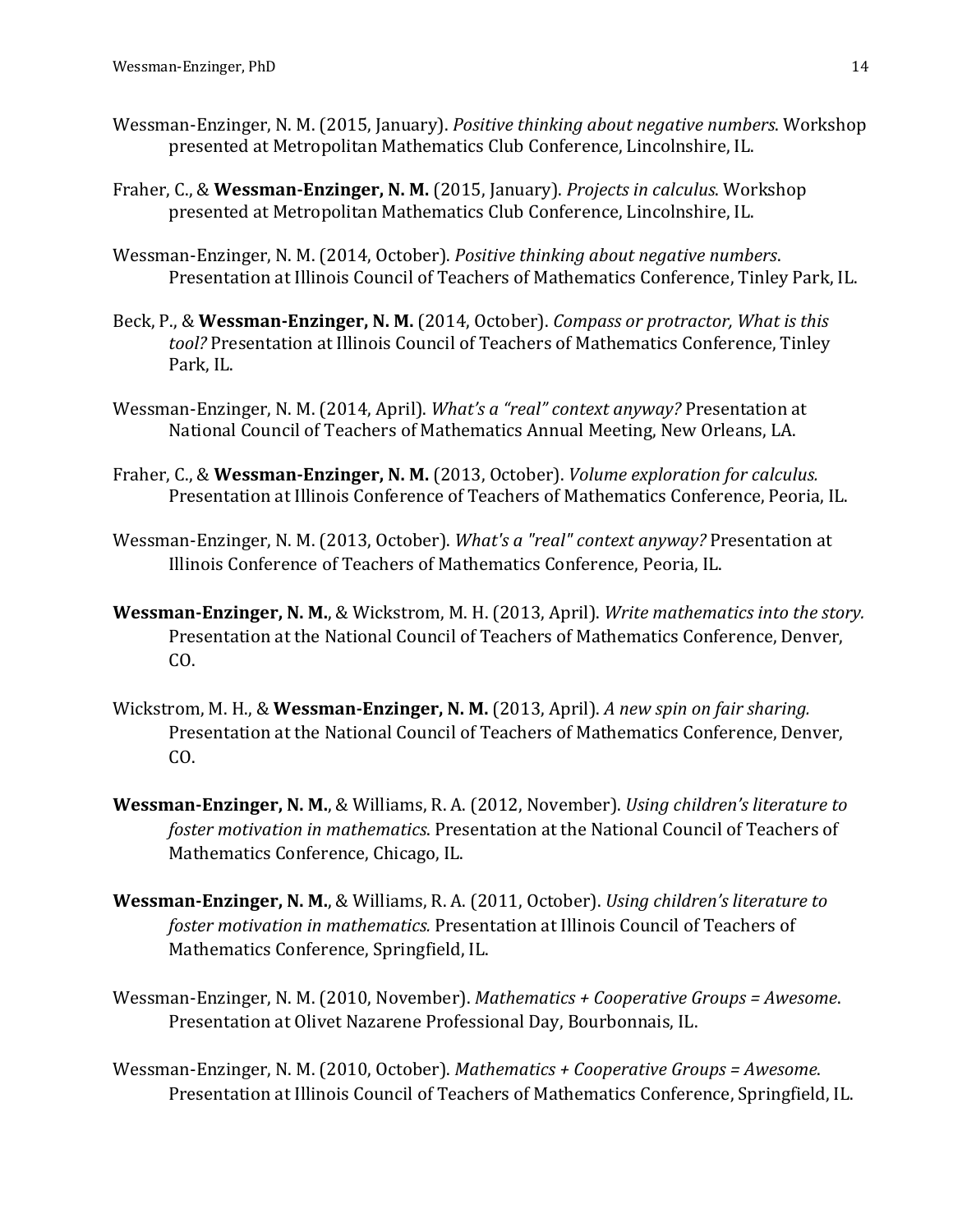Wessman-Enzinger, N. M. (2015, January). *Positive thinking about negative numbers*. Workshop presented at Metropolitan Mathematics Club Conference, Lincolnshire, IL.

Fraher, C., & **Wessman-Enzinger, N. M.** (2015, January). *Projects in calculus*. Workshop presented at Metropolitan Mathematics Club Conference, Lincolnshire, IL.

Wessman-Enzinger, N. M. (2014, October). *Positive thinking about negative numbers*. Presentation at Illinois Council of Teachers of Mathematics Conference, Tinley Park, IL.

Beck, P., & **Wessman-Enzinger, N. M.** (2014, October). *Compass or protractor, What is this tool?* Presentation at Illinois Council of Teachers of Mathematics Conference, Tinley Park, IL.

Wessman-Enzinger, N. M. (2014, April). *What's a "real" context anyway?* Presentation at National Council of Teachers of Mathematics Annual Meeting, New Orleans, LA.

Fraher, C., & **Wessman-Enzinger, N. M.** (2013, October). *Volume exploration for calculus.* Presentation at Illinois Conference of Teachers of Mathematics Conference, Peoria, IL.

Wessman-Enzinger, N. M. (2013, October). *What's a "real" context anyway?* Presentation at Illinois Conference of Teachers of Mathematics Conference, Peoria, IL.

**Wessman-Enzinger, N. M.**, & Wickstrom, M. H. (2013, April). *Write mathematics into the story.* Presentation at the National Council of Teachers of Mathematics Conference, Denver, CO.

Wickstrom, M. H., & **Wessman-Enzinger, N. M.** (2013, April). *A new spin on fair sharing.* Presentation at the National Council of Teachers of Mathematics Conference, Denver, CO.

**Wessman-Enzinger, N. M.**, & Williams, R. A. (2012, November). *Using children's literature to foster motivation in mathematics*. Presentation at the National Council of Teachers of Mathematics Conference, Chicago, IL.

**Wessman-Enzinger, N. M.**, & Williams, R. A. (2011, October). *Using children's literature to foster motivation in mathematics.* Presentation at Illinois Council of Teachers of Mathematics Conference, Springfield, IL.

Wessman-Enzinger, N. M. (2010, November). *Mathematics + Cooperative Groups = Awesome*. Presentation at Olivet Nazarene Professional Day, Bourbonnais, IL.

Wessman-Enzinger, N. M. (2010, October). *Mathematics + Cooperative Groups = Awesome*. Presentation at Illinois Council of Teachers of Mathematics Conference, Springfield, IL.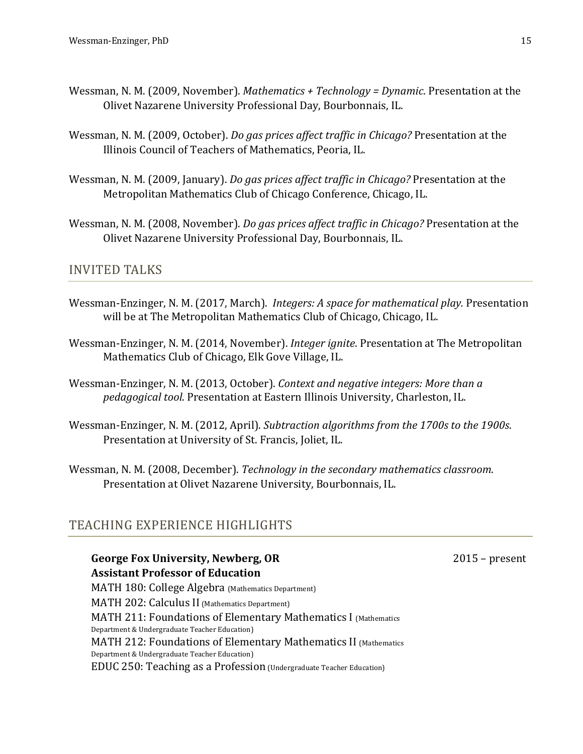Wessman, N. M. (2009, November). *Mathematics + Technology = Dynamic*. Presentation at the Olivet Nazarene University Professional Day, Bourbonnais, IL.

Wessman, N. M. (2009, October). *Do gas prices affect traffic in Chicago?* Presentation at the Illinois Council of Teachers of Mathematics, Peoria, IL.

Wessman, N. M. (2009, January). *Do gas prices affect traffic in Chicago?* Presentation at the Metropolitan Mathematics Club of Chicago Conference, Chicago, IL.

Wessman, N. M. (2008, November). *Do gas prices affect traffic in Chicago?* Presentation at the Olivet Nazarene University Professional Day, Bourbonnais, IL.

## INVITED TALKS

Wessman-Enzinger, N. M. (2017, March). *Integers: A space for mathematical play.* Presentation will be at The Metropolitan Mathematics Club of Chicago, Chicago, IL.

Wessman-Enzinger, N. M. (2014, November). *Integer ignite*. Presentation at The Metropolitan Mathematics Club of Chicago, Elk Gove Village, IL.

Wessman-Enzinger, N. M. (2013, October). *Context and negative integers: More than a pedagogical tool*. Presentation at Eastern Illinois University, Charleston, IL.

Wessman-Enzinger, N. M. (2012, April). *Subtraction algorithms from the 1700s to the 1900s*. Presentation at University of St. Francis, Joliet, IL.

Wessman, N. M. (2008, December). *Technology in the secondary mathematics classroom*. Presentation at Olivet Nazarene University, Bourbonnais, IL.

## TEACHING EXPERIENCE HIGHLIGHTS

**George Fox University, Newberg, OR** 2015 – present
**Assistant Professor of Education**

MATH 180: College Algebra (Mathematics Department)
MATH 202: Calculus II (Mathematics Department)
MATH 211: Foundations of Elementary Mathematics I (Mathematics Department & Undergraduate Teacher Education)
MATH 212: Foundations of Elementary Mathematics II (Mathematics Department & Undergraduate Teacher Education)
EDUC 250: Teaching as a Profession (Undergraduate Teacher Education)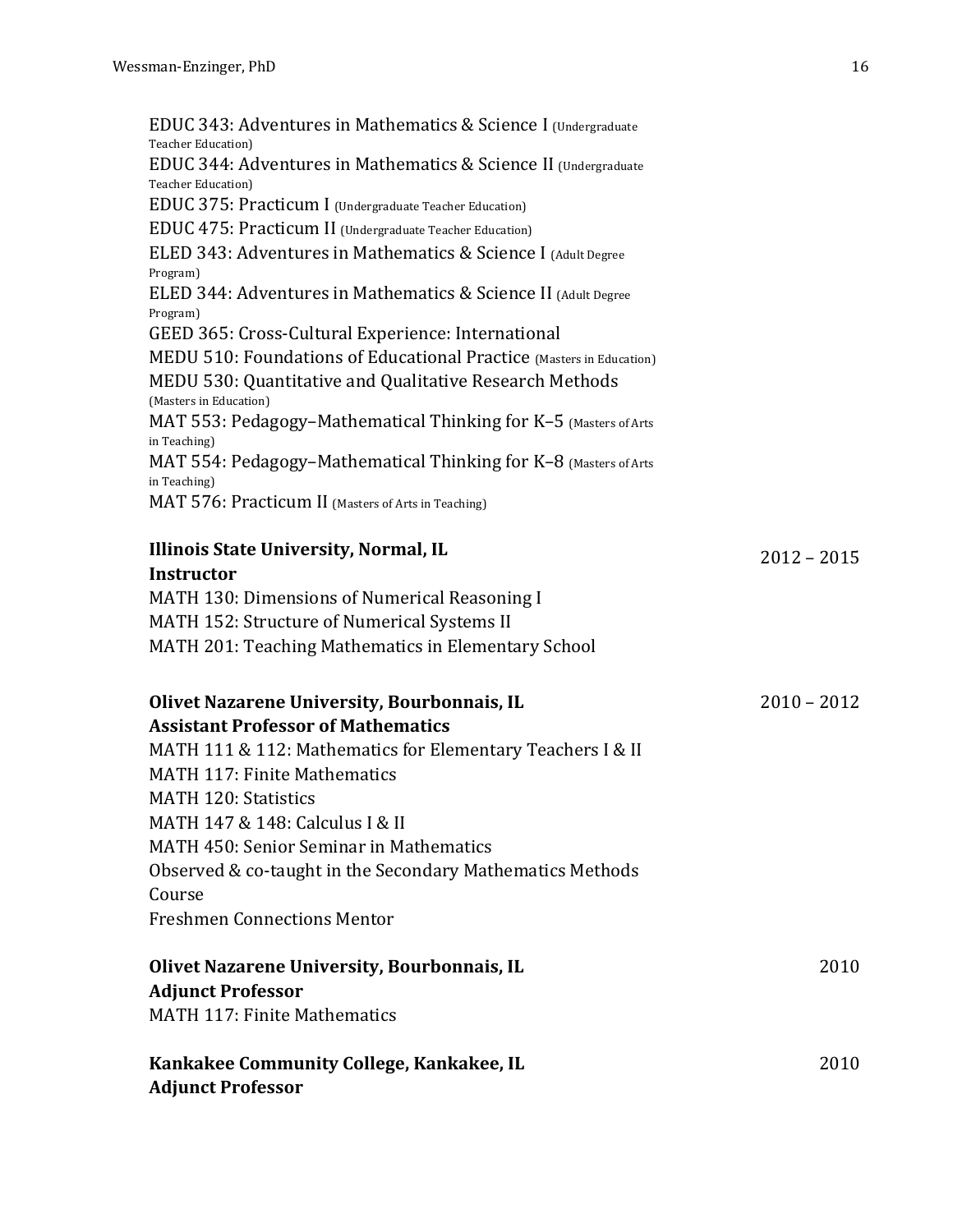EDUC 343: Adventures in Mathematics & Science I (Undergraduate Teacher Education)
EDUC 344: Adventures in Mathematics & Science II (Undergraduate Teacher Education)
EDUC 375: Practicum I (Undergraduate Teacher Education)
EDUC 475: Practicum II (Undergraduate Teacher Education)
ELED 343: Adventures in Mathematics & Science I (Adult Degree Program)
ELED 344: Adventures in Mathematics & Science II (Adult Degree Program)
GEED 365: Cross-Cultural Experience: International
MEDU 510: Foundations of Educational Practice (Masters in Education)
MEDU 530: Quantitative and Qualitative Research Methods (Masters in Education)
MAT 553: Pedagogy–Mathematical Thinking for K–5 (Masters of Arts in Teaching)
MAT 554: Pedagogy–Mathematical Thinking for K–8 (Masters of Arts in Teaching)
MAT 576: Practicum II (Masters of Arts in Teaching)

**Illinois State University, Normal, IL** 2012 – 2015
**Instructor**
MATH 130: Dimensions of Numerical Reasoning I
MATH 152: Structure of Numerical Systems II
MATH 201: Teaching Mathematics in Elementary School

**Olivet Nazarene University, Bourbonnais, IL** 2010 – 2012
**Assistant Professor of Mathematics**
MATH 111 & 112: Mathematics for Elementary Teachers I & II
MATH 117: Finite Mathematics
MATH 120: Statistics
MATH 147 & 148: Calculus I & II
MATH 450: Senior Seminar in Mathematics
Observed & co-taught in the Secondary Mathematics Methods Course
Freshmen Connections Mentor

**Olivet Nazarene University, Bourbonnais, IL** 2010
**Adjunct Professor**
MATH 117: Finite Mathematics

**Kankakee Community College, Kankakee, IL** 2010
**Adjunct Professor**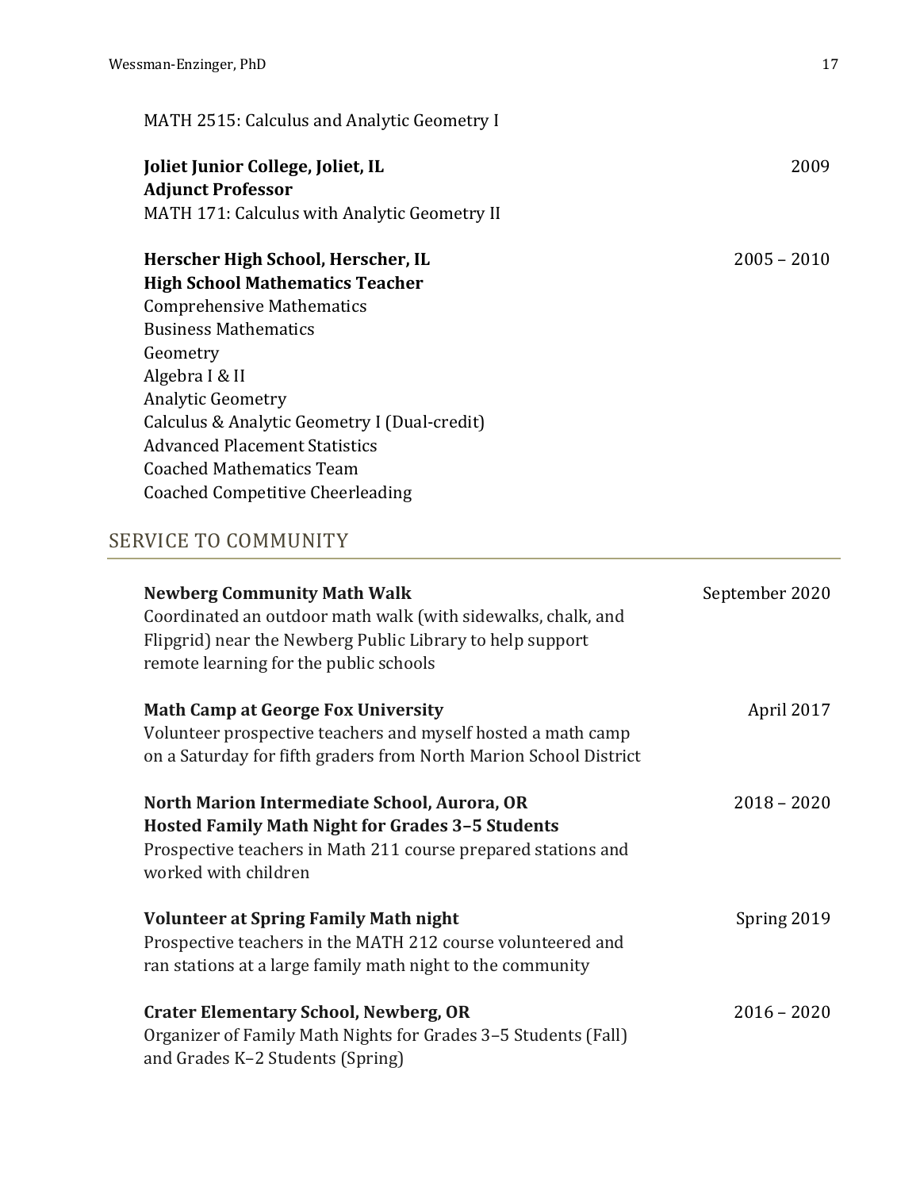MATH 2515: Calculus and Analytic Geometry I

**Joliet Junior College, Joliet, IL** 2009
**Adjunct Professor**
MATH 171: Calculus with Analytic Geometry II

**Herscher High School, Herscher, IL** 2005 – 2010
**High School Mathematics Teacher**
Comprehensive Mathematics
Business Mathematics
Geometry
Algebra I & II
Analytic Geometry
Calculus & Analytic Geometry I (Dual-credit)
Advanced Placement Statistics
Coached Mathematics Team
Coached Competitive Cheerleading

## SERVICE TO COMMUNITY

**Newberg Community Math Walk** September 2020
Coordinated an outdoor math walk (with sidewalks, chalk, and Flipgrid) near the Newberg Public Library to help support remote learning for the public schools

**Math Camp at George Fox University** April 2017
Volunteer prospective teachers and myself hosted a math camp on a Saturday for fifth graders from North Marion School District

**North Marion Intermediate School, Aurora, OR** 2018 – 2020
**Hosted Family Math Night for Grades 3–5 Students**
Prospective teachers in Math 211 course prepared stations and worked with children

**Volunteer at Spring Family Math night** Spring 2019
Prospective teachers in the MATH 212 course volunteered and ran stations at a large family math night to the community

**Crater Elementary School, Newberg, OR** 2016 – 2020
Organizer of Family Math Nights for Grades 3–5 Students (Fall) and Grades K–2 Students (Spring)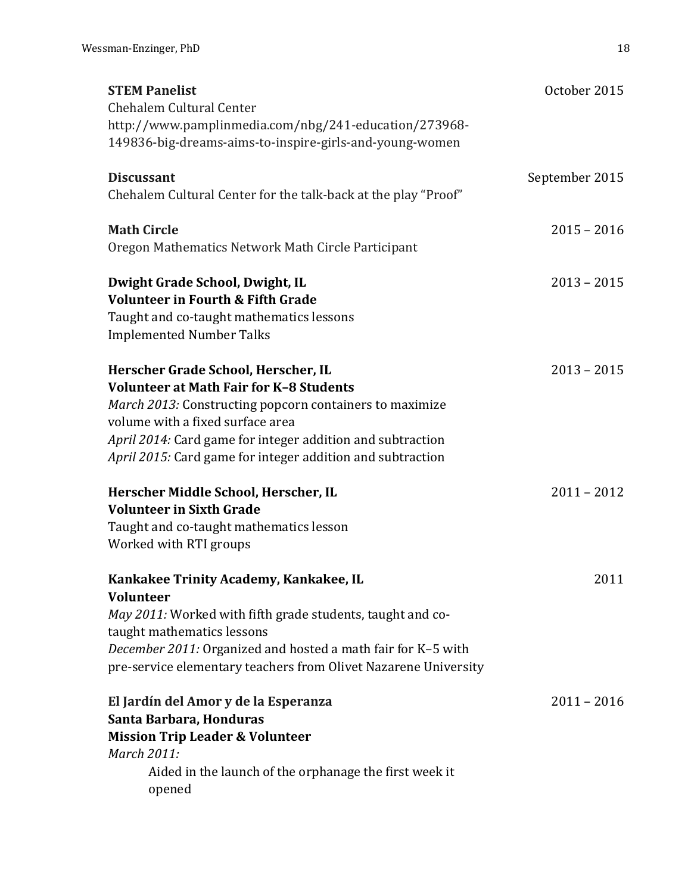**STEM Panelist** October 2015
Chehalem Cultural Center
http://www.pamplinmedia.com/nbg/241-education/273968-149836-big-dreams-aims-to-inspire-girls-and-young-women

**Discussant** September 2015
Chehalem Cultural Center for the talk-back at the play "Proof"

**Math Circle** 2015 – 2016
Oregon Mathematics Network Math Circle Participant

**Dwight Grade School, Dwight, IL** 2013 – 2015
**Volunteer in Fourth & Fifth Grade**
Taught and co-taught mathematics lessons
Implemented Number Talks

**Herscher Grade School, Herscher, IL** 2013 – 2015
**Volunteer at Math Fair for K–8 Students**
*March 2013:* Constructing popcorn containers to maximize volume with a fixed surface area
*April 2014:* Card game for integer addition and subtraction
*April 2015:* Card game for integer addition and subtraction

**Herscher Middle School, Herscher, IL** 2011 – 2012
**Volunteer in Sixth Grade**
Taught and co-taught mathematics lesson
Worked with RTI groups

**Kankakee Trinity Academy, Kankakee, IL** 2011
**Volunteer**
*May 2011:* Worked with fifth grade students, taught and co-taught mathematics lessons
*December 2011:* Organized and hosted a math fair for K–5 with pre-service elementary teachers from Olivet Nazarene University

**El Jardín del Amor y de la Esperanza** 2011 – 2016
**Santa Barbara, Honduras**
**Mission Trip Leader & Volunteer**
*March 2011:*
Aided in the launch of the orphanage the first week it opened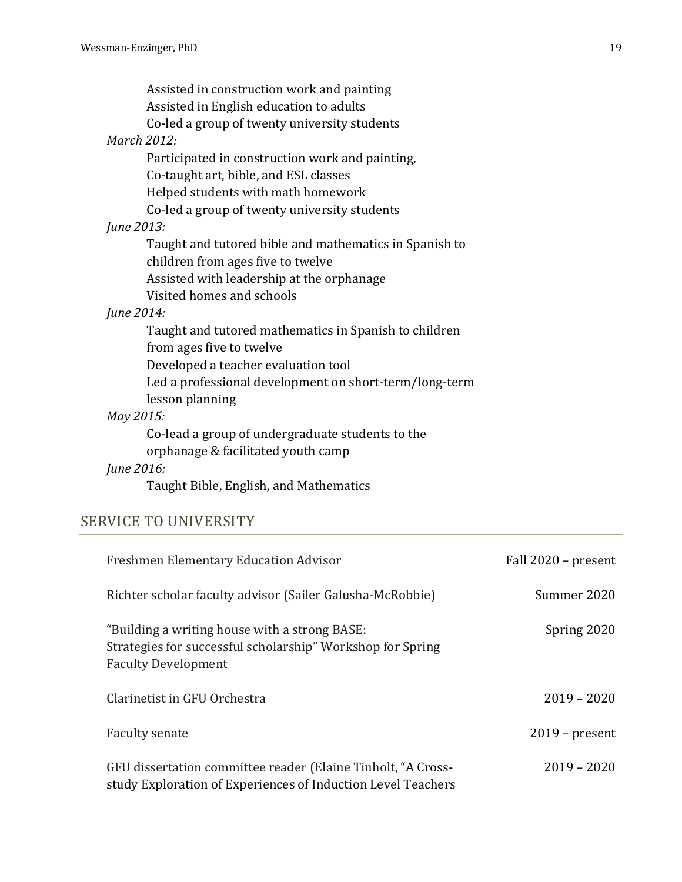Assisted in construction work and painting
Assisted in English education to adults
Co-led a group of twenty university students

*March 2012:*

Participated in construction work and painting,
Co-taught art, bible, and ESL classes
Helped students with math homework
Co-led a group of twenty university students

*June 2013:*

Taught and tutored bible and mathematics in Spanish to children from ages five to twelve
Assisted with leadership at the orphanage
Visited homes and schools

*June 2014:*

Taught and tutored mathematics in Spanish to children from ages five to twelve
Developed a teacher evaluation tool
Led a professional development on short-term/long-term lesson planning

*May 2015:*

Co-lead a group of undergraduate students to the orphanage & facilitated youth camp

*June 2016:*

Taught Bible, English, and Mathematics

## SERVICE TO UNIVERSITY

| | |
|---|---|
| Freshmen Elementary Education Advisor | Fall 2020 – present |
| Richter scholar faculty advisor (Sailer Galusha-McRobbie) | Summer 2020 |
| "Building a writing house with a strong BASE: Strategies for successful scholarship" Workshop for Spring Faculty Development | Spring 2020 |
| Clarinetist in GFU Orchestra | 2019 – 2020 |
| Faculty senate | 2019 – present |
| GFU dissertation committee reader (Elaine Tinholt, "A Cross-study Exploration of Experiences of Induction Level Teachers | 2019 – 2020 |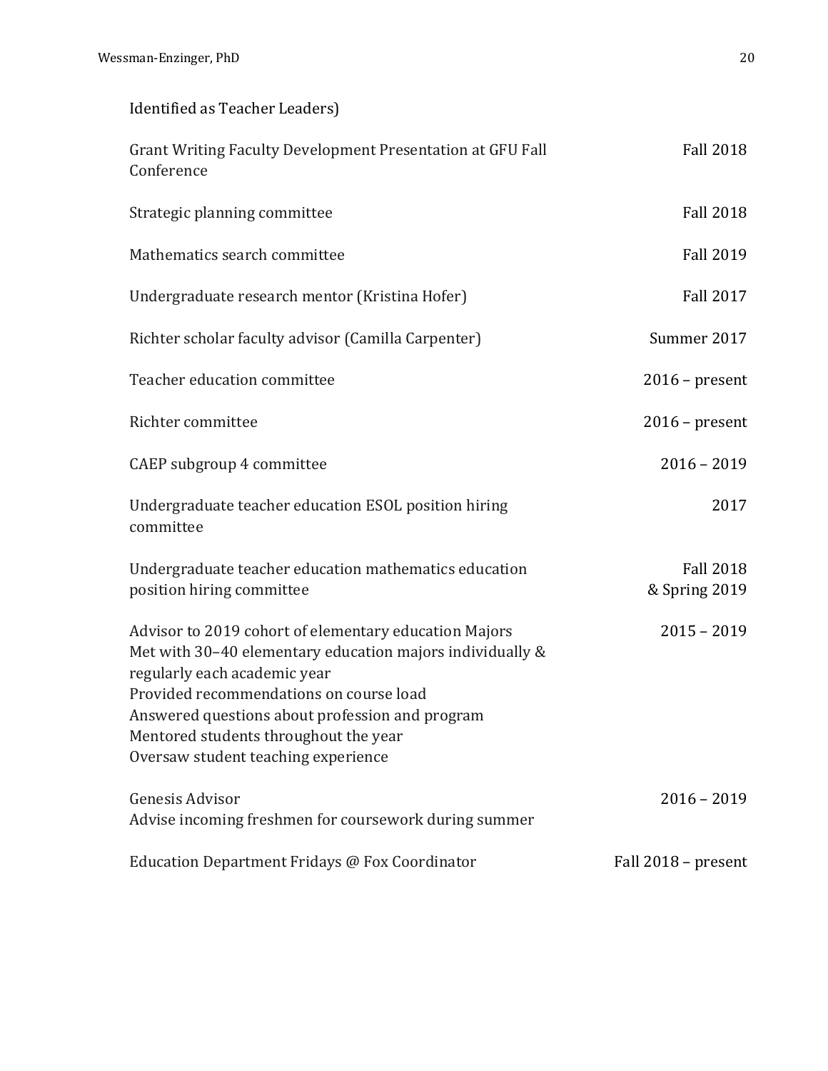Identified as Teacher Leaders)

Grant Writing Faculty Development Presentation at GFU Fall Conference — Fall 2018

Strategic planning committee — Fall 2018

Mathematics search committee — Fall 2019

Undergraduate research mentor (Kristina Hofer) — Fall 2017

Richter scholar faculty advisor (Camilla Carpenter) — Summer 2017

Teacher education committee — 2016 – present

Richter committee — 2016 – present

CAEP subgroup 4 committee — 2016 – 2019

Undergraduate teacher education ESOL position hiring committee — 2017

Undergraduate teacher education mathematics education position hiring committee — Fall 2018 & Spring 2019

Advisor to 2019 cohort of elementary education Majors — 2015 – 2019
Met with 30–40 elementary education majors individually & regularly each academic year
Provided recommendations on course load
Answered questions about profession and program
Mentored students throughout the year
Oversaw student teaching experience

Genesis Advisor — 2016 – 2019
Advise incoming freshmen for coursework during summer

Education Department Fridays @ Fox Coordinator — Fall 2018 – present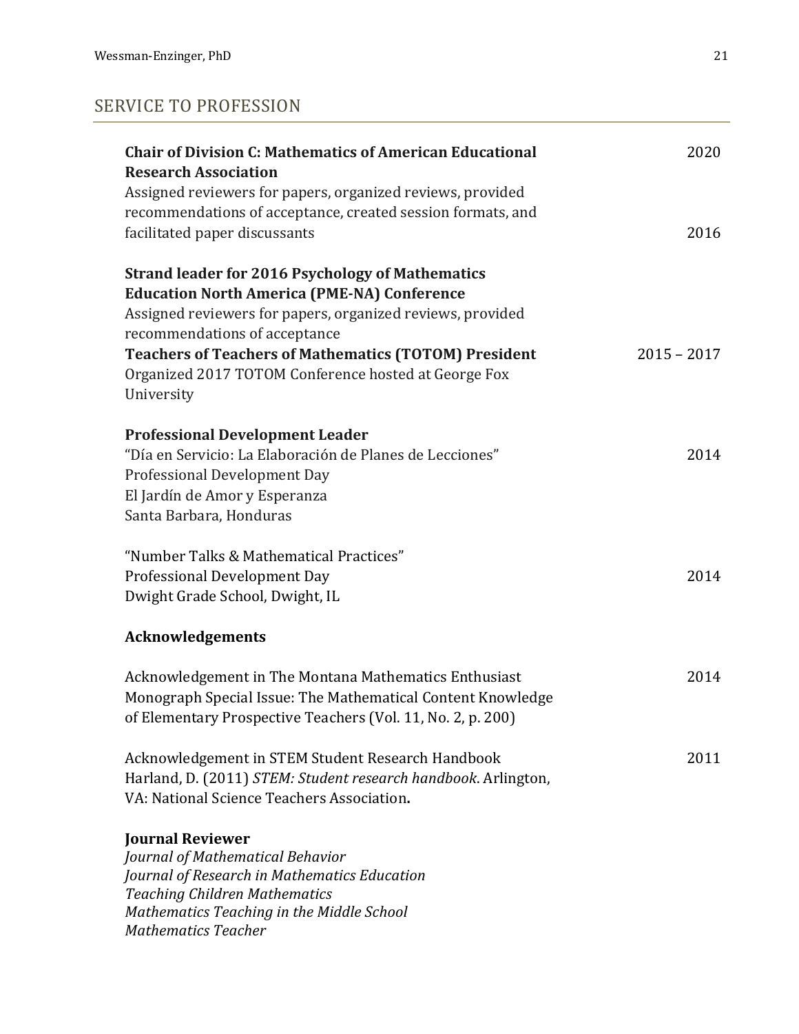## SERVICE TO PROFESSION

**Chair of Division C: Mathematics of American Educational Research Association** — 2020
Assigned reviewers for papers, organized reviews, provided recommendations of acceptance, created session formats, and facilitated paper discussants — 2016

**Strand leader for 2016 Psychology of Mathematics Education North America (PME-NA) Conference**
Assigned reviewers for papers, organized reviews, provided recommendations of acceptance

**Teachers of Teachers of Mathematics (TOTOM) President** — 2015 – 2017
Organized 2017 TOTOM Conference hosted at George Fox University

**Professional Development Leader**

"Día en Servicio: La Elaboración de Planes de Lecciones" — 2014
Professional Development Day
El Jardín de Amor y Esperanza
Santa Barbara, Honduras

"Number Talks & Mathematical Practices"
Professional Development Day — 2014
Dwight Grade School, Dwight, IL

**Acknowledgements**

Acknowledgement in The Montana Mathematics Enthusiast Monograph Special Issue: The Mathematical Content Knowledge of Elementary Prospective Teachers (Vol. 11, No. 2, p. 200) — 2014

Acknowledgement in STEM Student Research Handbook — 2011
Harland, D. (2011) *STEM: Student research handbook*. Arlington, VA: National Science Teachers Association**.**

**Journal Reviewer**
*Journal of Mathematical Behavior*
*Journal of Research in Mathematics Education*
*Teaching Children Mathematics*
*Mathematics Teaching in the Middle School*
*Mathematics Teacher*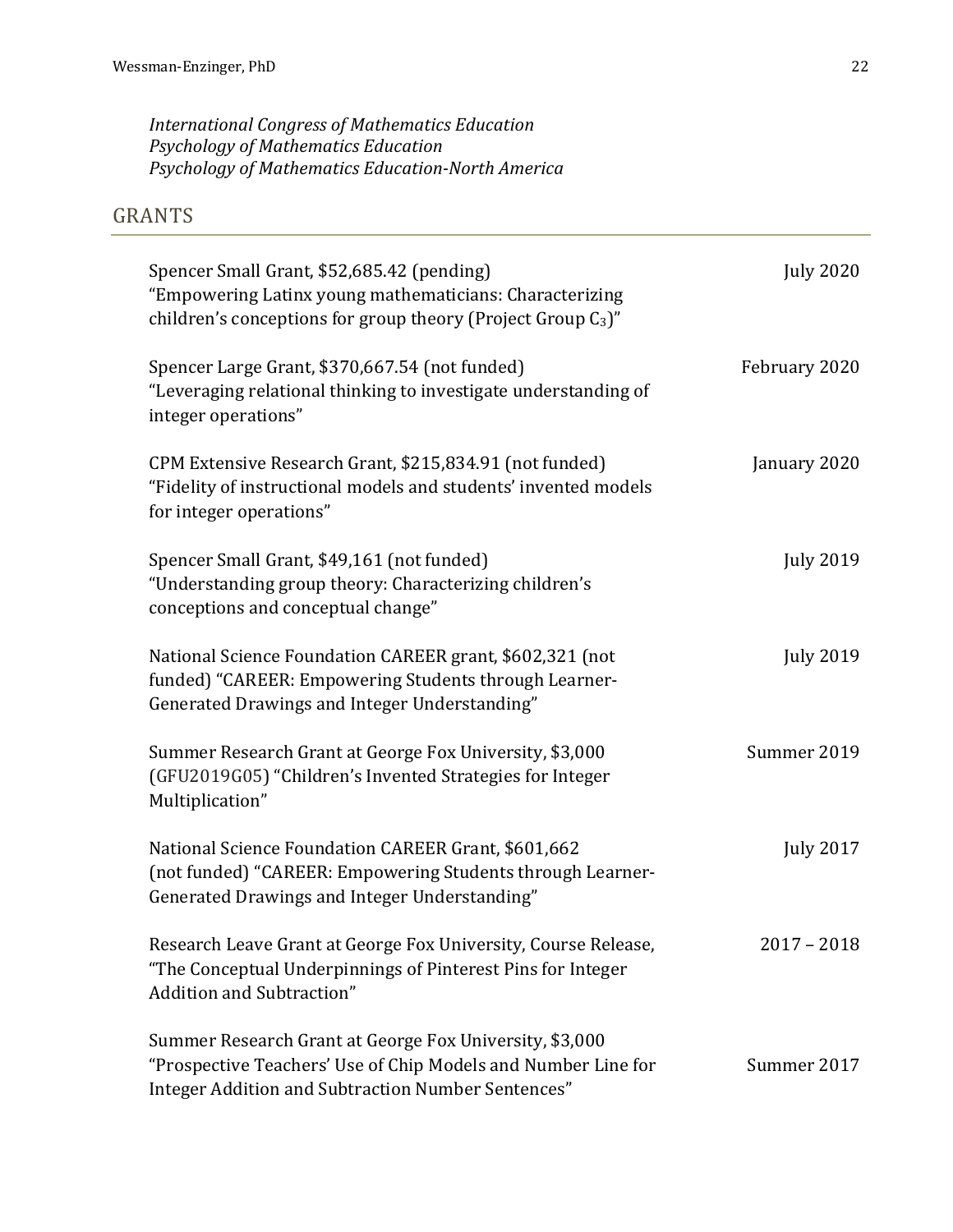*International Congress of Mathematics Education*
*Psychology of Mathematics Education*
*Psychology of Mathematics Education-North America*

## GRANTS

Spencer Small Grant, $52,685.42 (pending) — July 2020
"Empowering Latinx young mathematicians: Characterizing children's conceptions for group theory (Project Group $C_3$)"

Spencer Large Grant, $370,667.54 (not funded) — February 2020
"Leveraging relational thinking to investigate understanding of integer operations"

CPM Extensive Research Grant, $215,834.91 (not funded) — January 2020
"Fidelity of instructional models and students' invented models for integer operations"

Spencer Small Grant, $49,161 (not funded) — July 2019
"Understanding group theory: Characterizing children's conceptions and conceptual change"

National Science Foundation CAREER grant, $602,321 (not funded) "CAREER: Empowering Students through Learner-Generated Drawings and Integer Understanding" — July 2019

Summer Research Grant at George Fox University, $3,000 (GFU2019G05) "Children's Invented Strategies for Integer Multiplication" — Summer 2019

National Science Foundation CAREER Grant, $601,662 (not funded) "CAREER: Empowering Students through Learner-Generated Drawings and Integer Understanding" — July 2017

Research Leave Grant at George Fox University, Course Release, "The Conceptual Underpinnings of Pinterest Pins for Integer Addition and Subtraction" — 2017 – 2018

Summer Research Grant at George Fox University, $3,000 "Prospective Teachers' Use of Chip Models and Number Line for Integer Addition and Subtraction Number Sentences" — Summer 2017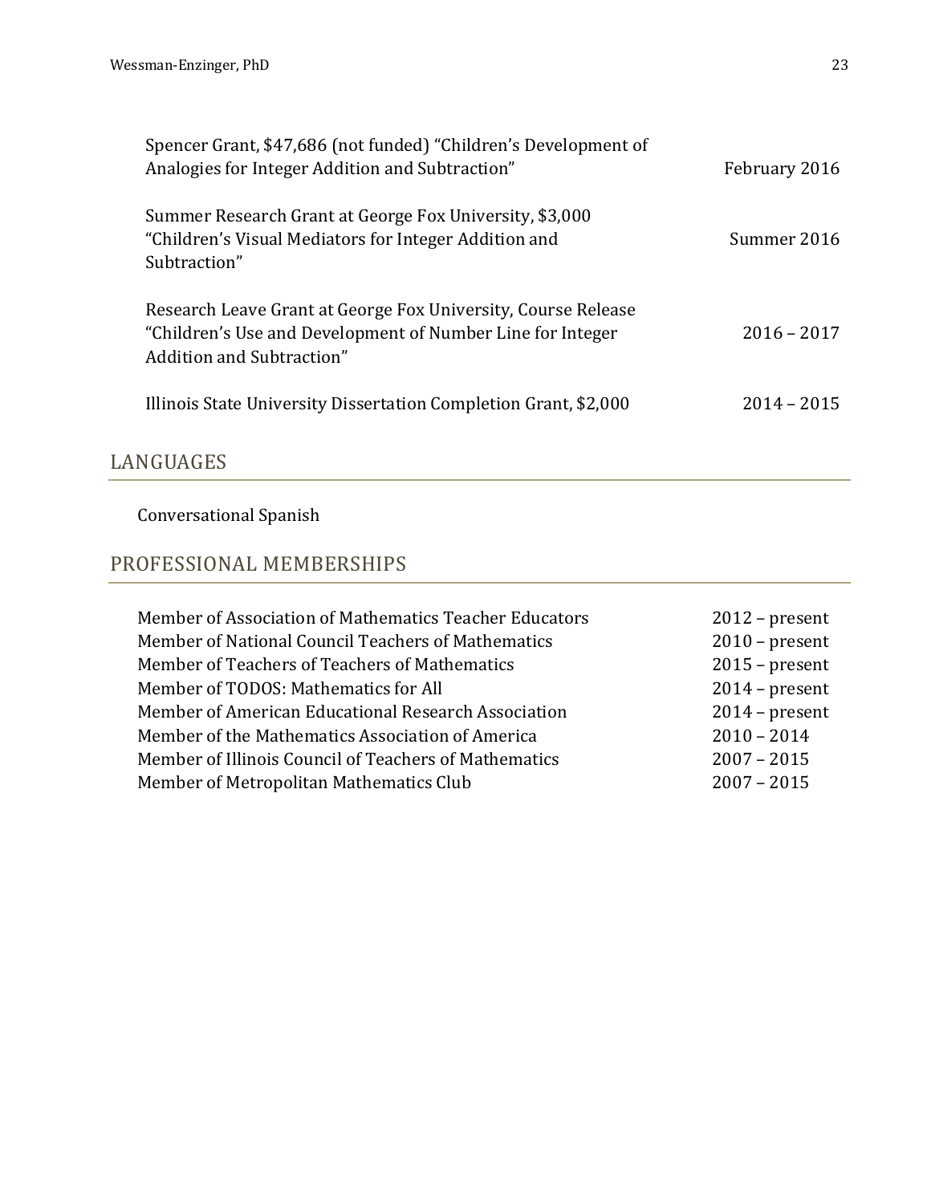Spencer Grant, $47,686 (not funded) "Children's Development of Analogies for Integer Addition and Subtraction" — February 2016

Summer Research Grant at George Fox University, $3,000 "Children's Visual Mediators for Integer Addition and Subtraction" — Summer 2016

Research Leave Grant at George Fox University, Course Release "Children's Use and Development of Number Line for Integer Addition and Subtraction" — 2016 – 2017

Illinois State University Dissertation Completion Grant, $2,000 — 2014 – 2015

## LANGUAGES

Conversational Spanish

## PROFESSIONAL MEMBERSHIPS

| | |
|---|---|
| Member of Association of Mathematics Teacher Educators | 2012 – present |
| Member of National Council Teachers of Mathematics | 2010 – present |
| Member of Teachers of Teachers of Mathematics | 2015 – present |
| Member of TODOS: Mathematics for All | 2014 – present |
| Member of American Educational Research Association | 2014 – present |
| Member of the Mathematics Association of America | 2010 – 2014 |
| Member of Illinois Council of Teachers of Mathematics | 2007 – 2015 |
| Member of Metropolitan Mathematics Club | 2007 – 2015 |